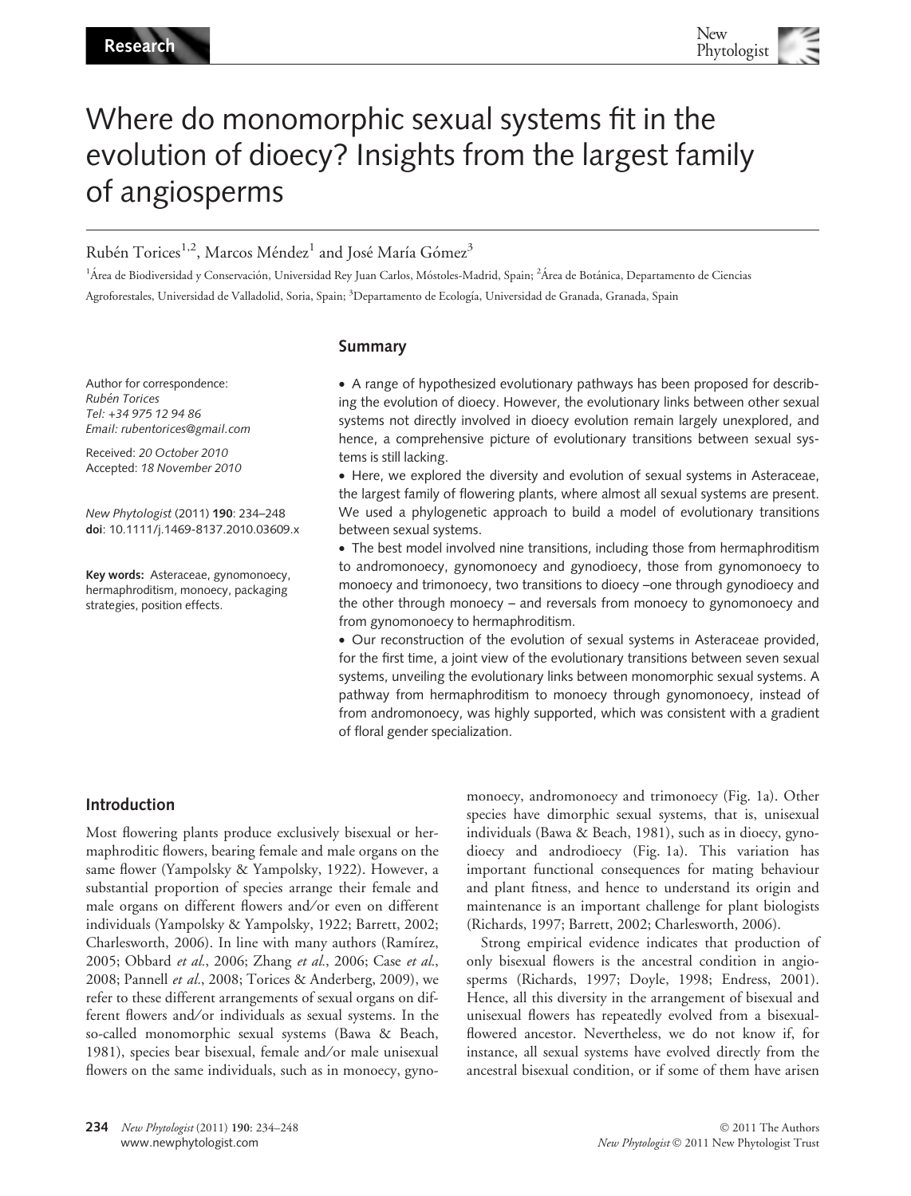# Where do monomorphic sexual systems fit in the evolution of dioecy? Insights from the largest family of angiosperms

Rubén Torices[1,2], Marcos Méndez[1] and José María Gómez[3]

[1]Área de Biodiversidad y Conservación, Universidad Rey Juan Carlos, Móstoles-Madrid, Spain; [2]Área de Botánica, Departamento de Ciencias Agroforestales, Universidad de Valladolid, Soria, Spain; [3]Departamento de Ecología, Universidad de Granada, Granada, Spain

Author for correspondence:
*Rubén Torices*
*Tel: +34 975 12 94 86*
*Email: rubentorices@gmail.com*

Received: *20 October 2010*
Accepted: *18 November 2010*

*New Phytologist* (2011) **190**: 234–248
**doi**: 10.1111/j.1469-8137.2010.03609.x

**Key words:** Asteraceae, gynomonoecy, hermaphroditism, monoecy, packaging strategies, position effects.

## Summary

- A range of hypothesized evolutionary pathways has been proposed for describing the evolution of dioecy. However, the evolutionary links between other sexual systems not directly involved in dioecy evolution remain largely unexplored, and hence, a comprehensive picture of evolutionary transitions between sexual systems is still lacking.
- Here, we explored the diversity and evolution of sexual systems in Asteraceae, the largest family of flowering plants, where almost all sexual systems are present. We used a phylogenetic approach to build a model of evolutionary transitions between sexual systems.
- The best model involved nine transitions, including those from hermaphroditism to andromonoecy, gynomonoecy and gynodioecy, those from gynomonoecy to monoecy and trimonoecy, two transitions to dioecy –one through gynodioecy and the other through monoecy – and reversals from monoecy to gynomonoecy and from gynomonoecy to hermaphroditism.
- Our reconstruction of the evolution of sexual systems in Asteraceae provided, for the first time, a joint view of the evolutionary transitions between seven sexual systems, unveiling the evolutionary links between monomorphic sexual systems. A pathway from hermaphroditism to monoecy through gynomonoecy, instead of from andromonoecy, was highly supported, which was consistent with a gradient of floral gender specialization.

## Introduction

Most flowering plants produce exclusively bisexual or hermaphroditic flowers, bearing female and male organs on the same flower (Yampolsky & Yampolsky, 1922). However, a substantial proportion of species arrange their female and male organs on different flowers and/or even on different individuals (Yampolsky & Yampolsky, 1922; Barrett, 2002; Charlesworth, 2006). In line with many authors (Ramírez, 2005; Obbard *et al.*, 2006; Zhang *et al.*, 2006; Case *et al.*, 2008; Pannell *et al.*, 2008; Torices & Anderberg, 2009), we refer to these different arrangements of sexual organs on different flowers and/or individuals as sexual systems. In the so-called monomorphic sexual systems (Bawa & Beach, 1981), species bear bisexual, female and/or male unisexual flowers on the same individuals, such as in monoecy, gynomonoecy, andromonoecy and trimonoecy (Fig. 1a). Other species have dimorphic sexual systems, that is, unisexual individuals (Bawa & Beach, 1981), such as in dioecy, gynodioecy and androdioecy (Fig. 1a). This variation has important functional consequences for mating behaviour and plant fitness, and hence to understand its origin and maintenance is an important challenge for plant biologists (Richards, 1997; Barrett, 2002; Charlesworth, 2006).

Strong empirical evidence indicates that production of only bisexual flowers is the ancestral condition in angiosperms (Richards, 1997; Doyle, 1998; Endress, 2001). Hence, all this diversity in the arrangement of bisexual and unisexual flowers has repeatedly evolved from a bisexual-flowered ancestor. Nevertheless, we do not know if, for instance, all sexual systems have evolved directly from the ancestral bisexual condition, or if some of them have arisen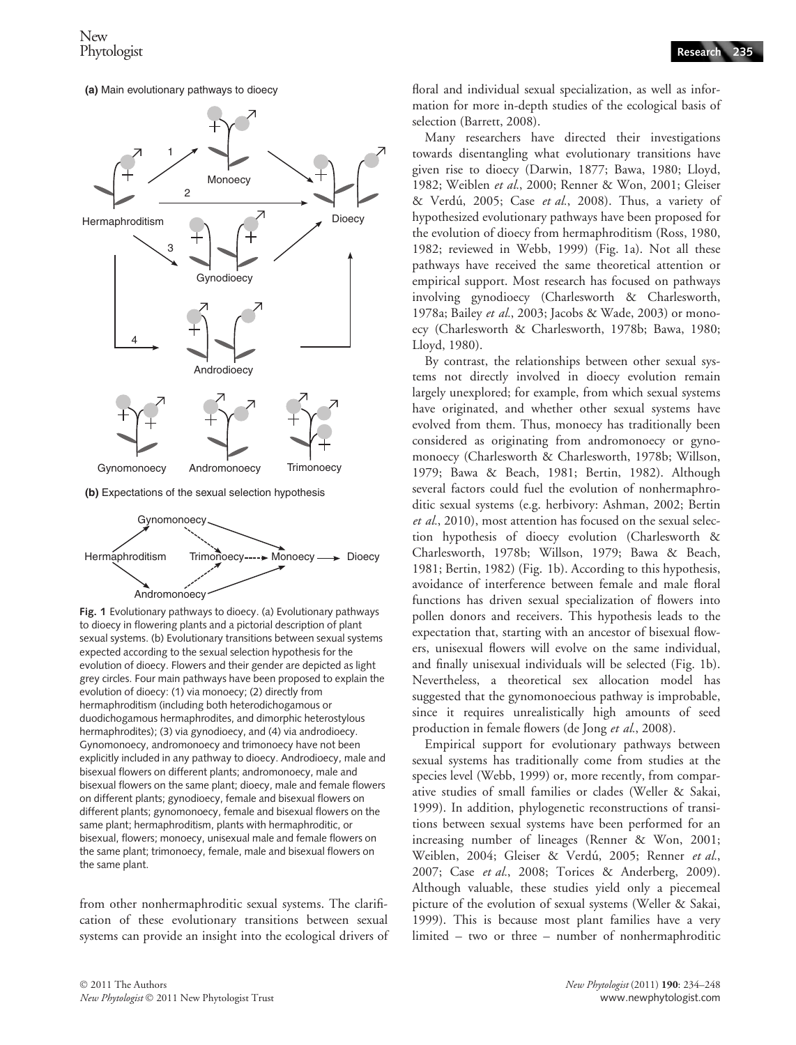**(a)** Main evolutionary pathways to dioecy

**(b)** Expectations of the sexual selection hypothesis

**Fig. 1** Evolutionary pathways to dioecy. (a) Evolutionary pathways to dioecy in flowering plants and a pictorial description of plant sexual systems. (b) Evolutionary transitions between sexual systems expected according to the sexual selection hypothesis for the evolution of dioecy. Flowers and their gender are depicted as light grey circles. Four main pathways have been proposed to explain the evolution of dioecy: (1) via monoecy; (2) directly from hermaphroditism (including both heterodichogamous or duodichogamous hermaphrodites, and dimorphic heterostylous hermaphrodites); (3) via gynodioecy, and (4) via androdioecy. Gynomonoecy, andromonoecy and trimonoecy have not been explicitly included in any pathway to dioecy. Androdioecy, male and bisexual flowers on different plants; andromonoecy, male and bisexual flowers on the same plant; dioecy, male and female flowers on different plants; gynodioecy, female and bisexual flowers on different plants; gynomonoecy, female and bisexual flowers on the same plant; hermaphroditism, plants with hermaphroditic, or bisexual, flowers; monoecy, unisexual male and female flowers on the same plant; trimonoecy, female, male and bisexual flowers on the same plant.

from other nonhermaphroditic sexual systems. The clarification of these evolutionary transitions between sexual systems can provide an insight into the ecological drivers of floral and individual sexual specialization, as well as information for more in-depth studies of the ecological basis of selection (Barrett, 2008).

Many researchers have directed their investigations towards disentangling what evolutionary transitions have given rise to dioecy (Darwin, 1877; Bawa, 1980; Lloyd, 1982; Weiblen *et al.*, 2000; Renner & Won, 2001; Gleiser & Verdú, 2005; Case *et al.*, 2008). Thus, a variety of hypothesized evolutionary pathways have been proposed for the evolution of dioecy from hermaphroditism (Ross, 1980, 1982; reviewed in Webb, 1999) (Fig. 1a). Not all these pathways have received the same theoretical attention or empirical support. Most research has focused on pathways involving gynodioecy (Charlesworth & Charlesworth, 1978a; Bailey *et al.*, 2003; Jacobs & Wade, 2003) or monoecy (Charlesworth & Charlesworth, 1978b; Bawa, 1980; Lloyd, 1980).

By contrast, the relationships between other sexual systems not directly involved in dioecy evolution remain largely unexplored; for example, from which sexual systems have originated, and whether other sexual systems have evolved from them. Thus, monoecy has traditionally been considered as originating from andromonoecy or gynomonoecy (Charlesworth & Charlesworth, 1978b; Willson, 1979; Bawa & Beach, 1981; Bertin, 1982). Although several factors could fuel the evolution of nonhermaphroditic sexual systems (e.g. herbivory: Ashman, 2002; Bertin *et al.*, 2010), most attention has focused on the sexual selection hypothesis of dioecy evolution (Charlesworth & Charlesworth, 1978b; Willson, 1979; Bawa & Beach, 1981; Bertin, 1982) (Fig. 1b). According to this hypothesis, avoidance of interference between female and male floral functions has driven sexual specialization of flowers into pollen donors and receivers. This hypothesis leads to the expectation that, starting with an ancestor of bisexual flowers, unisexual flowers will evolve on the same individual, and finally unisexual individuals will be selected (Fig. 1b). Nevertheless, a theoretical sex allocation model has suggested that the gynomonoecious pathway is improbable, since it requires unrealistically high amounts of seed production in female flowers (de Jong *et al.*, 2008).

Empirical support for evolutionary pathways between sexual systems has traditionally come from studies at the species level (Webb, 1999) or, more recently, from comparative studies of small families or clades (Weller & Sakai, 1999). In addition, phylogenetic reconstructions of transitions between sexual systems have been performed for an increasing number of lineages (Renner & Won, 2001; Weiblen, 2004; Gleiser & Verdú, 2005; Renner *et al.*, 2007; Case *et al.*, 2008; Torices & Anderberg, 2009). Although valuable, these studies yield only a piecemeal picture of the evolution of sexual systems (Weller & Sakai, 1999). This is because most plant families have a very limited – two or three – number of nonhermaphroditic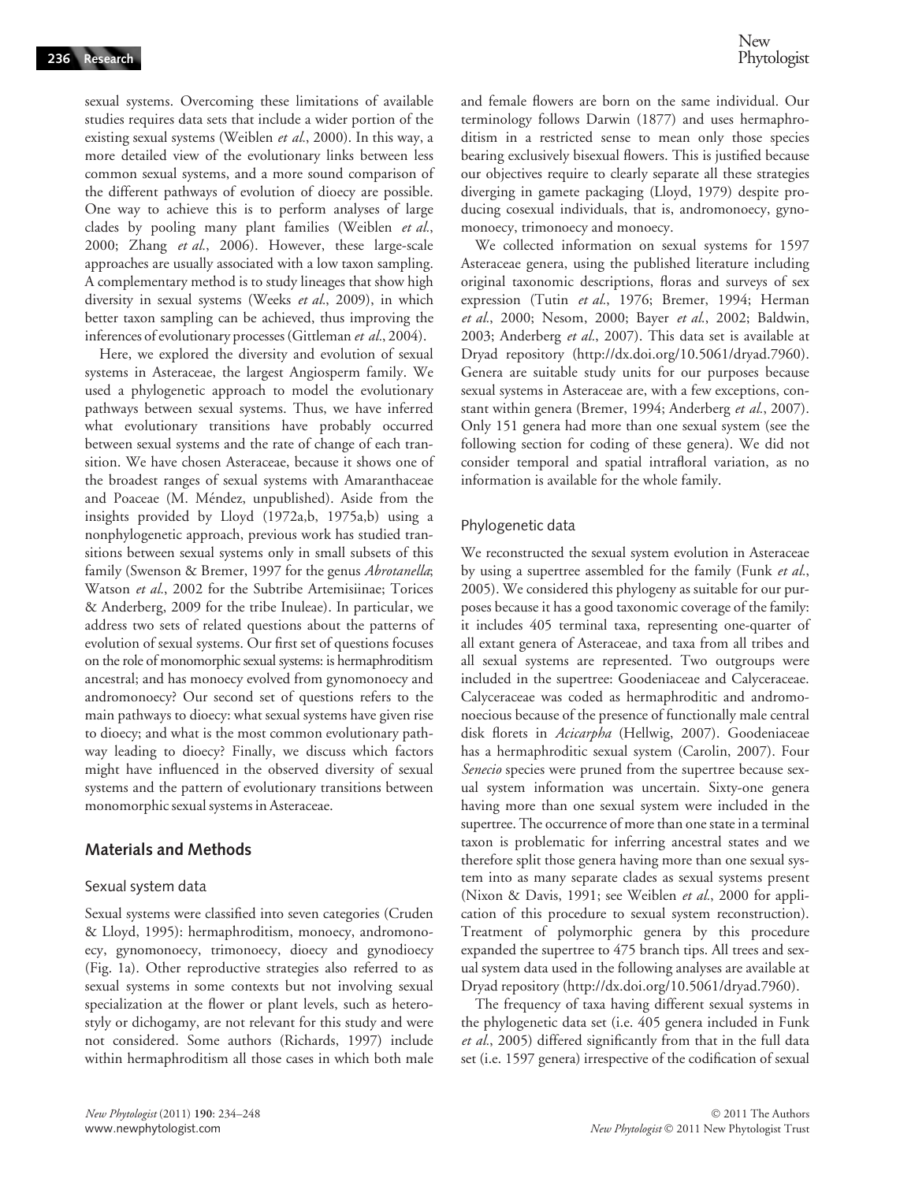sexual systems. Overcoming these limitations of available studies requires data sets that include a wider portion of the existing sexual systems (Weiblen *et al.*, 2000). In this way, a more detailed view of the evolutionary links between less common sexual systems, and a more sound comparison of the different pathways of evolution of dioecy are possible. One way to achieve this is to perform analyses of large clades by pooling many plant families (Weiblen *et al.*, 2000; Zhang *et al.*, 2006). However, these large-scale approaches are usually associated with a low taxon sampling. A complementary method is to study lineages that show high diversity in sexual systems (Weeks *et al.*, 2009), in which better taxon sampling can be achieved, thus improving the inferences of evolutionary processes (Gittleman *et al.*, 2004).

Here, we explored the diversity and evolution of sexual systems in Asteraceae, the largest Angiosperm family. We used a phylogenetic approach to model the evolutionary pathways between sexual systems. Thus, we have inferred what evolutionary transitions have probably occurred between sexual systems and the rate of change of each transition. We have chosen Asteraceae, because it shows one of the broadest ranges of sexual systems with Amaranthaceae and Poaceae (M. Méndez, unpublished). Aside from the insights provided by Lloyd (1972a,b, 1975a,b) using a nonphylogenetic approach, previous work has studied transitions between sexual systems only in small subsets of this family (Swenson & Bremer, 1997 for the genus *Abrotanella*; Watson *et al.*, 2002 for the Subtribe Artemisiinae; Torices & Anderberg, 2009 for the tribe Inuleae). In particular, we address two sets of related questions about the patterns of evolution of sexual systems. Our first set of questions focuses on the role of monomorphic sexual systems: is hermaphroditism ancestral; and has monoecy evolved from gynomonoecy and andromonoecy? Our second set of questions refers to the main pathways to dioecy: what sexual systems have given rise to dioecy; and what is the most common evolutionary pathway leading to dioecy? Finally, we discuss which factors might have influenced in the observed diversity of sexual systems and the pattern of evolutionary transitions between monomorphic sexual systems in Asteraceae.

## Materials and Methods

### Sexual system data

Sexual systems were classified into seven categories (Cruden & Lloyd, 1995): hermaphroditism, monoecy, andromonoecy, gynomonoecy, trimonoecy, dioecy and gynodioecy (Fig. 1a). Other reproductive strategies also referred to as sexual systems in some contexts but not involving sexual specialization at the flower or plant levels, such as heterostyly or dichogamy, are not relevant for this study and were not considered. Some authors (Richards, 1997) include within hermaphroditism all those cases in which both male and female flowers are born on the same individual. Our terminology follows Darwin (1877) and uses hermaphroditism in a restricted sense to mean only those species bearing exclusively bisexual flowers. This is justified because our objectives require to clearly separate all these strategies diverging in gamete packaging (Lloyd, 1979) despite producing cosexual individuals, that is, andromonoecy, gynomonoecy, trimonoecy and monoecy.

We collected information on sexual systems for 1597 Asteraceae genera, using the published literature including original taxonomic descriptions, floras and surveys of sex expression (Tutin *et al.*, 1976; Bremer, 1994; Herman *et al.*, 2000; Nesom, 2000; Bayer *et al.*, 2002; Baldwin, 2003; Anderberg *et al.*, 2007). This data set is available at Dryad repository (http://dx.doi.org/10.5061/dryad.7960). Genera are suitable study units for our purposes because sexual systems in Asteraceae are, with a few exceptions, constant within genera (Bremer, 1994; Anderberg *et al.*, 2007). Only 151 genera had more than one sexual system (see the following section for coding of these genera). We did not consider temporal and spatial intrafloral variation, as no information is available for the whole family.

### Phylogenetic data

We reconstructed the sexual system evolution in Asteraceae by using a supertree assembled for the family (Funk *et al.*, 2005). We considered this phylogeny as suitable for our purposes because it has a good taxonomic coverage of the family: it includes 405 terminal taxa, representing one-quarter of all extant genera of Asteraceae, and taxa from all tribes and all sexual systems are represented. Two outgroups were included in the supertree: Goodeniaceae and Calyceraceae. Calyceraceae was coded as hermaphroditic and andromonoecious because of the presence of functionally male central disk florets in *Acicarpha* (Hellwig, 2007). Goodeniaceae has a hermaphroditic sexual system (Carolin, 2007). Four *Senecio* species were pruned from the supertree because sexual system information was uncertain. Sixty-one genera having more than one sexual system were included in the supertree. The occurrence of more than one state in a terminal taxon is problematic for inferring ancestral states and we therefore split those genera having more than one sexual system into as many separate clades as sexual systems present (Nixon & Davis, 1991; see Weiblen *et al.*, 2000 for application of this procedure to sexual system reconstruction). Treatment of polymorphic genera by this procedure expanded the supertree to 475 branch tips. All trees and sexual system data used in the following analyses are available at Dryad repository (http://dx.doi.org/10.5061/dryad.7960).

The frequency of taxa having different sexual systems in the phylogenetic data set (i.e. 405 genera included in Funk *et al.*, 2005) differed significantly from that in the full data set (i.e. 1597 genera) irrespective of the codification of sexual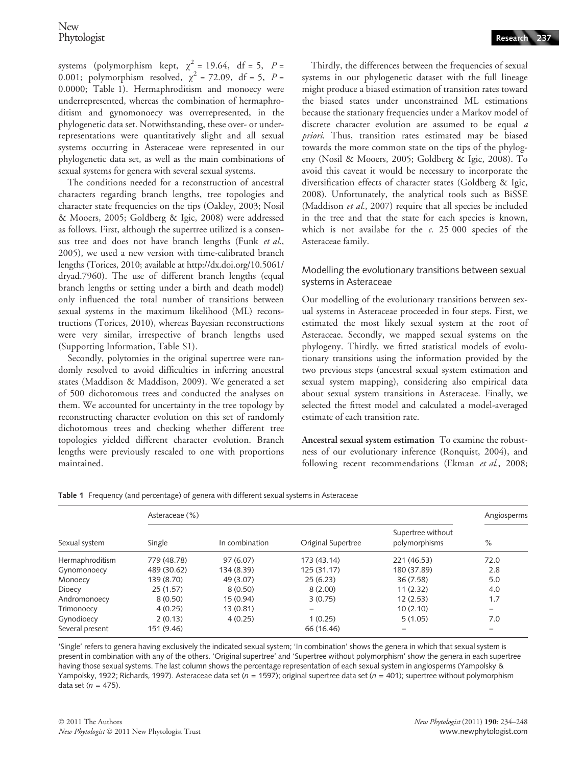systems (polymorphism kept, $\chi^2$ = 19.64, df = 5, $P$ = 0.001; polymorphism resolved, $\chi^2$ = 72.09, df = 5, $P$ = 0.0000; Table 1). Hermaphroditism and monoecy were underrepresented, whereas the combination of hermaphroditism and gynomonoecy was overrepresented, in the phylogenetic data set. Notwithstanding, these over- or underrepresentations were quantitatively slight and all sexual systems occurring in Asteraceae were represented in our phylogenetic data set, as well as the main combinations of sexual systems for genera with several sexual systems.

The conditions needed for a reconstruction of ancestral characters regarding branch lengths, tree topologies and character state frequencies on the tips (Oakley, 2003; Nosil & Mooers, 2005; Goldberg & Igic, 2008) were addressed as follows. First, although the supertree utilized is a consensus tree and does not have branch lengths (Funk *et al.*, 2005), we used a new version with time-calibrated branch lengths (Torices, 2010; available at http://dx.doi.org/10.5061/dryad.7960). The use of different branch lengths (equal branch lengths or setting under a birth and death model) only influenced the total number of transitions between sexual systems in the maximum likelihood (ML) reconstructions (Torices, 2010), whereas Bayesian reconstructions were very similar, irrespective of branch lengths used (Supporting Information, Table S1).

Secondly, polytomies in the original supertree were randomly resolved to avoid difficulties in inferring ancestral states (Maddison & Maddison, 2009). We generated a set of 500 dichotomous trees and conducted the analyses on them. We accounted for uncertainty in the tree topology by reconstructing character evolution on this set of randomly dichotomous trees and checking whether different tree topologies yielded different character evolution. Branch lengths were previously rescaled to one with proportions maintained.

Thirdly, the differences between the frequencies of sexual systems in our phylogenetic dataset with the full lineage might produce a biased estimation of transition rates toward the biased states under unconstrained ML estimations because the stationary frequencies under a Markov model of discrete character evolution are assumed to be equal *a priori*. Thus, transition rates estimated may be biased towards the more common state on the tips of the phylogeny (Nosil & Mooers, 2005; Goldberg & Igic, 2008). To avoid this caveat it would be necessary to incorporate the diversification effects of character states (Goldberg & Igic, 2008). Unfortunately, the analytical tools such as BiSSE (Maddison *et al.*, 2007) require that all species be included in the tree and that the state for each species is known, which is not availabe for the *c.* 25 000 species of the Asteraceae family.

## Modelling the evolutionary transitions between sexual systems in Asteraceae

Our modelling of the evolutionary transitions between sexual systems in Asteraceae proceeded in four steps. First, we estimated the most likely sexual system at the root of Asteraceae. Secondly, we mapped sexual systems on the phylogeny. Thirdly, we fitted statistical models of evolutionary transitions using the information provided by the two previous steps (ancestral sexual system estimation and sexual system mapping), considering also empirical data about sexual system transitions in Asteraceae. Finally, we selected the fittest model and calculated a model-averaged estimate of each transition rate.

**Ancestral sexual system estimation** To examine the robustness of our evolutionary inference (Ronquist, 2004), and following recent recommendations (Ekman *et al.*, 2008;

**Table 1** Frequency (and percentage) of genera with different sexual systems in Asteraceae

| | Asteraceae (%) | | | | Angiosperms |
|---|---|---|---|---|---|
| Sexual system | Single | In combination | Original Supertree | Supertree without polymorphisms | % |
| Hermaphroditism | 779 (48.78) | 97 (6.07) | 173 (43.14) | 221 (46.53) | 72.0 |
| Gynomonoecy | 489 (30.62) | 134 (8.39) | 125 (31.17) | 180 (37.89) | 2.8 |
| Monoecy | 139 (8.70) | 49 (3.07) | 25 (6.23) | 36 (7.58) | 5.0 |
| Dioecy | 25 (1.57) | 8 (0.50) | 8 (2.00) | 11 (2.32) | 4.0 |
| Andromonoecy | 8 (0.50) | 15 (0.94) | 3 (0.75) | 12 (2.53) | 1.7 |
| Trimonoecy | 4 (0.25) | 13 (0.81) | – | 10 (2.10) | – |
| Gynodioecy | 2 (0.13) | 4 (0.25) | 1 (0.25) | 5 (1.05) | 7.0 |
| Several present | 151 (9.46) | | 66 (16.46) | – | – |

'Single' refers to genera having exclusively the indicated sexual system; 'In combination' shows the genera in which that sexual system is present in combination with any of the others. 'Original supertree' and 'Supertree without polymorphism' show the genera in each supertree having those sexual systems. The last column shows the percentage representation of each sexual system in angiosperms (Yampolsky & Yampolsky, 1922; Richards, 1997). Asteraceae data set ($n$ = 1597); original supertree data set ($n$ = 401); supertree without polymorphism data set ($n$ = 475).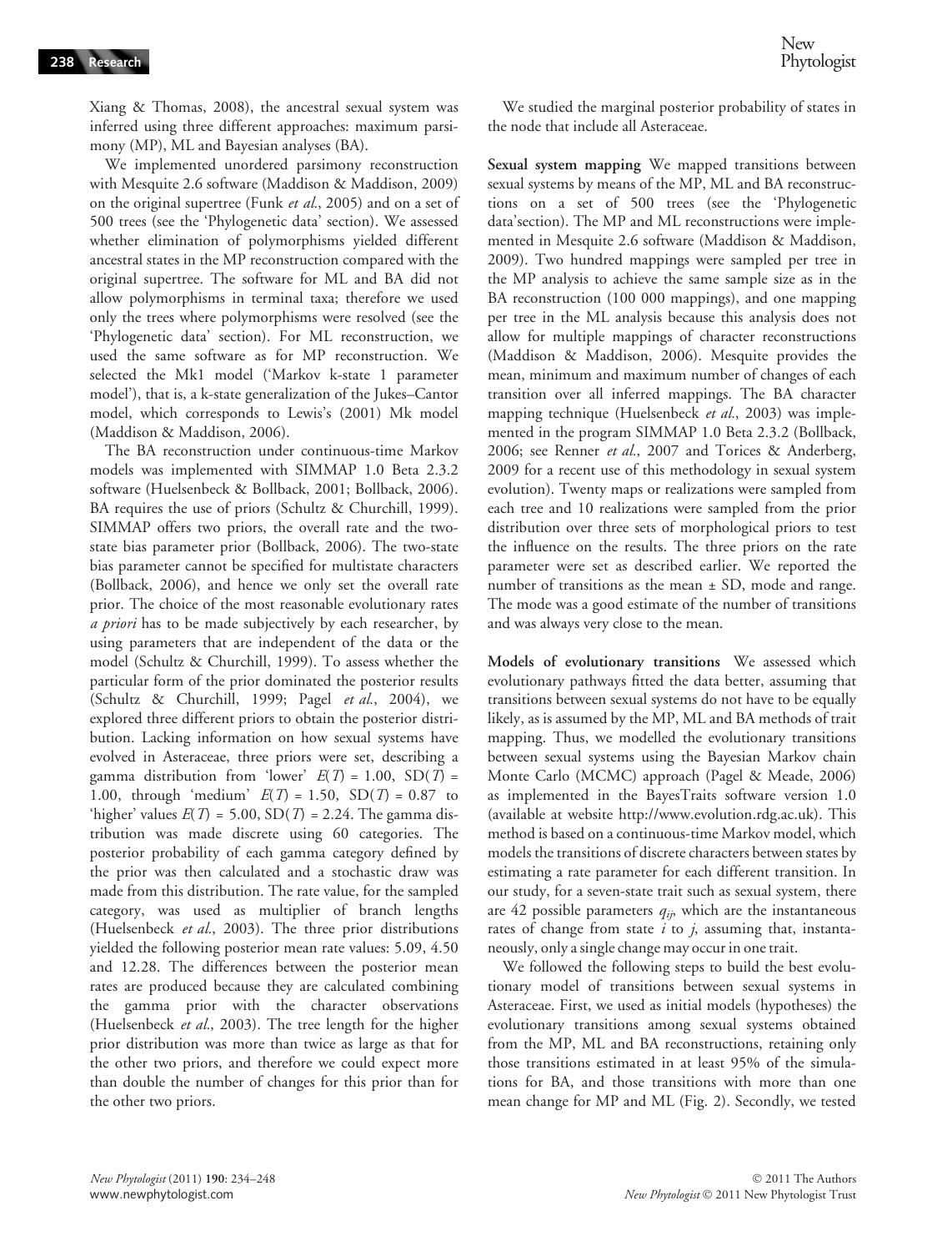Xiang & Thomas, 2008), the ancestral sexual system was inferred using three different approaches: maximum parsimony (MP), ML and Bayesian analyses (BA).

We implemented unordered parsimony reconstruction with Mesquite 2.6 software (Maddison & Maddison, 2009) on the original supertree (Funk *et al*., 2005) and on a set of 500 trees (see the 'Phylogenetic data' section). We assessed whether elimination of polymorphisms yielded different ancestral states in the MP reconstruction compared with the original supertree. The software for ML and BA did not allow polymorphisms in terminal taxa; therefore we used only the trees where polymorphisms were resolved (see the 'Phylogenetic data' section). For ML reconstruction, we used the same software as for MP reconstruction. We selected the Mk1 model ('Markov k-state 1 parameter model'), that is, a k-state generalization of the Jukes–Cantor model, which corresponds to Lewis's (2001) Mk model (Maddison & Maddison, 2006).

The BA reconstruction under continuous-time Markov models was implemented with SIMMAP 1.0 Beta 2.3.2 software (Huelsenbeck & Bollback, 2001; Bollback, 2006). BA requires the use of priors (Schultz & Churchill, 1999). SIMMAP offers two priors, the overall rate and the two-state bias parameter prior (Bollback, 2006). The two-state bias parameter cannot be specified for multistate characters (Bollback, 2006), and hence we only set the overall rate prior. The choice of the most reasonable evolutionary rates *a priori* has to be made subjectively by each researcher, by using parameters that are independent of the data or the model (Schultz & Churchill, 1999). To assess whether the particular form of the prior dominated the posterior results (Schultz & Churchill, 1999; Pagel *et al*., 2004), we explored three different priors to obtain the posterior distribution. Lacking information on how sexual systems have evolved in Asteraceae, three priors were set, describing a gamma distribution from 'lower' $E(T) = 1.00$, $SD(T) = 1.00$, through 'medium' $E(T) = 1.50$, $SD(T) = 0.87$ to 'higher' values $E(T) = 5.00$, $SD(T) = 2.24$. The gamma distribution was made discrete using 60 categories. The posterior probability of each gamma category defined by the prior was then calculated and a stochastic draw was made from this distribution. The rate value, for the sampled category, was used as multiplier of branch lengths (Huelsenbeck *et al*., 2003). The three prior distributions yielded the following posterior mean rate values: 5.09, 4.50 and 12.28. The differences between the posterior mean rates are produced because they are calculated combining the gamma prior with the character observations (Huelsenbeck *et al*., 2003). The tree length for the higher prior distribution was more than twice as large as that for the other two priors, and therefore we could expect more than double the number of changes for this prior than for the other two priors.

We studied the marginal posterior probability of states in the node that include all Asteraceae.

**Sexual system mapping** We mapped transitions between sexual systems by means of the MP, ML and BA reconstructions on a set of 500 trees (see the 'Phylogenetic data'section). The MP and ML reconstructions were implemented in Mesquite 2.6 software (Maddison & Maddison, 2009). Two hundred mappings were sampled per tree in the MP analysis to achieve the same sample size as in the BA reconstruction (100 000 mappings), and one mapping per tree in the ML analysis because this analysis does not allow for multiple mappings of character reconstructions (Maddison & Maddison, 2006). Mesquite provides the mean, minimum and maximum number of changes of each transition over all inferred mappings. The BA character mapping technique (Huelsenbeck *et al*., 2003) was implemented in the program SIMMAP 1.0 Beta 2.3.2 (Bollback, 2006; see Renner *et al*., 2007 and Torices & Anderberg, 2009 for a recent use of this methodology in sexual system evolution). Twenty maps or realizations were sampled from each tree and 10 realizations were sampled from the prior distribution over three sets of morphological priors to test the influence on the results. The three priors on the rate parameter were set as described earlier. We reported the number of transitions as the mean ± SD, mode and range. The mode was a good estimate of the number of transitions and was always very close to the mean.

**Models of evolutionary transitions** We assessed which evolutionary pathways fitted the data better, assuming that transitions between sexual systems do not have to be equally likely, as is assumed by the MP, ML and BA methods of trait mapping. Thus, we modelled the evolutionary transitions between sexual systems using the Bayesian Markov chain Monte Carlo (MCMC) approach (Pagel & Meade, 2006) as implemented in the BayesTraits software version 1.0 (available at website http://www.evolution.rdg.ac.uk). This method is based on a continuous-time Markov model, which models the transitions of discrete characters between states by estimating a rate parameter for each different transition. In our study, for a seven-state trait such as sexual system, there are 42 possible parameters $q_{ij}$, which are the instantaneous rates of change from state $i$ to $j$, assuming that, instantaneously, only a single change may occur in one trait.

We followed the following steps to build the best evolutionary model of transitions between sexual systems in Asteraceae. First, we used as initial models (hypotheses) the evolutionary transitions among sexual systems obtained from the MP, ML and BA reconstructions, retaining only those transitions estimated in at least 95% of the simulations for BA, and those transitions with more than one mean change for MP and ML (Fig. 2). Secondly, we tested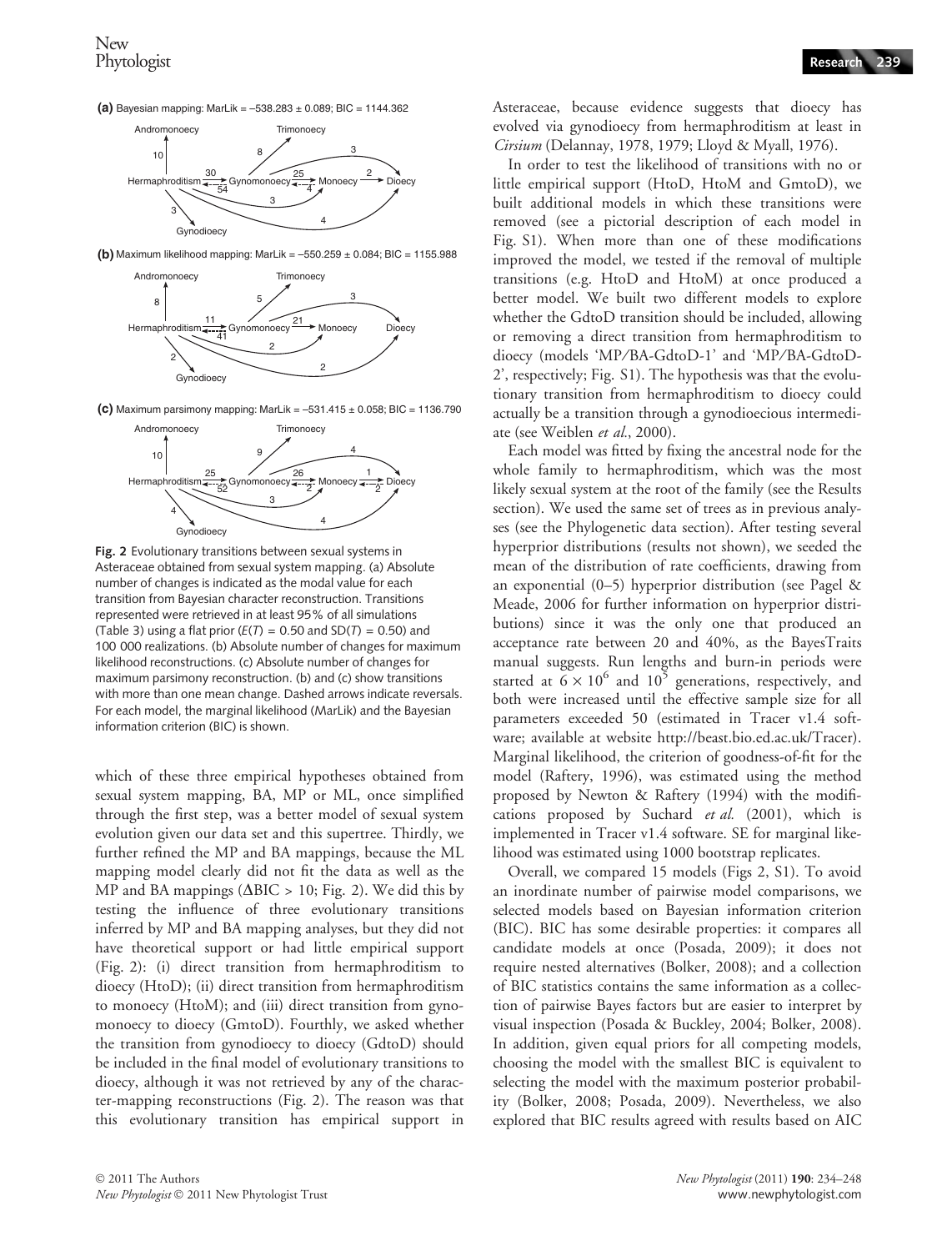**(a)** Bayesian mapping: MarLik = –538.283 ± 0.089; BIC = 1144.362

**(b)** Maximum likelihood mapping: MarLik = –550.259 ± 0.084; BIC = 1155.988

**(c)** Maximum parsimony mapping: MarLik = –531.415 ± 0.058; BIC = 1136.790

**Fig. 2** Evolutionary transitions between sexual systems in Asteraceae obtained from sexual system mapping. (a) Absolute number of changes is indicated as the modal value for each transition from Bayesian character reconstruction. Transitions represented were retrieved in at least 95% of all simulations (Table 3) using a flat prior ($E(T)$ = 0.50 and SD($T$) = 0.50) and 100 000 realizations. (b) Absolute number of changes for maximum likelihood reconstructions. (c) Absolute number of changes for maximum parsimony reconstruction. (b) and (c) show transitions with more than one mean change. Dashed arrows indicate reversals. For each model, the marginal likelihood (MarLik) and the Bayesian information criterion (BIC) is shown.

which of these three empirical hypotheses obtained from sexual system mapping, BA, MP or ML, once simplified through the first step, was a better model of sexual system evolution given our data set and this supertree. Thirdly, we further refined the MP and BA mappings, because the ML mapping model clearly did not fit the data as well as the MP and BA mappings (ΔBIC > 10; Fig. 2). We did this by testing the influence of three evolutionary transitions inferred by MP and BA mapping analyses, but they did not have theoretical support or had little empirical support (Fig. 2): (i) direct transition from hermaphroditism to dioecy (HtoD); (ii) direct transition from hermaphroditism to monoecy (HtoM); and (iii) direct transition from gynomonoecy to dioecy (GmtoD). Fourthly, we asked whether the transition from gynodioecy to dioecy (GdtoD) should be included in the final model of evolutionary transitions to dioecy, although it was not retrieved by any of the character-mapping reconstructions (Fig. 2). The reason was that this evolutionary transition has empirical support in Asteraceae, because evidence suggests that dioecy has evolved via gynodioecy from hermaphroditism at least in *Cirsium* (Delannay, 1978, 1979; Lloyd & Myall, 1976).

In order to test the likelihood of transitions with no or little empirical support (HtoD, HtoM and GmtoD), we built additional models in which these transitions were removed (see a pictorial description of each model in Fig. S1). When more than one of these modifications improved the model, we tested if the removal of multiple transitions (e.g. HtoD and HtoM) at once produced a better model. We built two different models to explore whether the GdtoD transition should be included, allowing or removing a direct transition from hermaphroditism to dioecy (models 'MP/BA-GdtoD-1' and 'MP/BA-GdtoD-2', respectively; Fig. S1). The hypothesis was that the evolutionary transition from hermaphroditism to dioecy could actually be a transition through a gynodioecious intermediate (see Weiblen *et al.*, 2000).

Each model was fitted by fixing the ancestral node for the whole family to hermaphroditism, which was the most likely sexual system at the root of the family (see the Results section). We used the same set of trees as in previous analyses (see the Phylogenetic data section). After testing several hyperprior distributions (results not shown), we seeded the mean of the distribution of rate coefficients, drawing from an exponential (0–5) hyperprior distribution (see Pagel & Meade, 2006 for further information on hyperprior distributions) since it was the only one that produced an acceptance rate between 20 and 40%, as the BayesTraits manual suggests. Run lengths and burn-in periods were started at $6 \times 10^6$ and $10^5$ generations, respectively, and both were increased until the effective sample size for all parameters exceeded 50 (estimated in Tracer v1.4 software; available at website http://beast.bio.ed.ac.uk/Tracer). Marginal likelihood, the criterion of goodness-of-fit for the model (Raftery, 1996), was estimated using the method proposed by Newton & Raftery (1994) with the modifications proposed by Suchard *et al.* (2001), which is implemented in Tracer v1.4 software. SE for marginal likelihood was estimated using 1000 bootstrap replicates.

Overall, we compared 15 models (Figs 2, S1). To avoid an inordinate number of pairwise model comparisons, we selected models based on Bayesian information criterion (BIC). BIC has some desirable properties: it compares all candidate models at once (Posada, 2009); it does not require nested alternatives (Bolker, 2008); and a collection of BIC statistics contains the same information as a collection of pairwise Bayes factors but are easier to interpret by visual inspection (Posada & Buckley, 2004; Bolker, 2008). In addition, given equal priors for all competing models, choosing the model with the smallest BIC is equivalent to selecting the model with the maximum posterior probability (Bolker, 2008; Posada, 2009). Nevertheless, we also explored that BIC results agreed with results based on AIC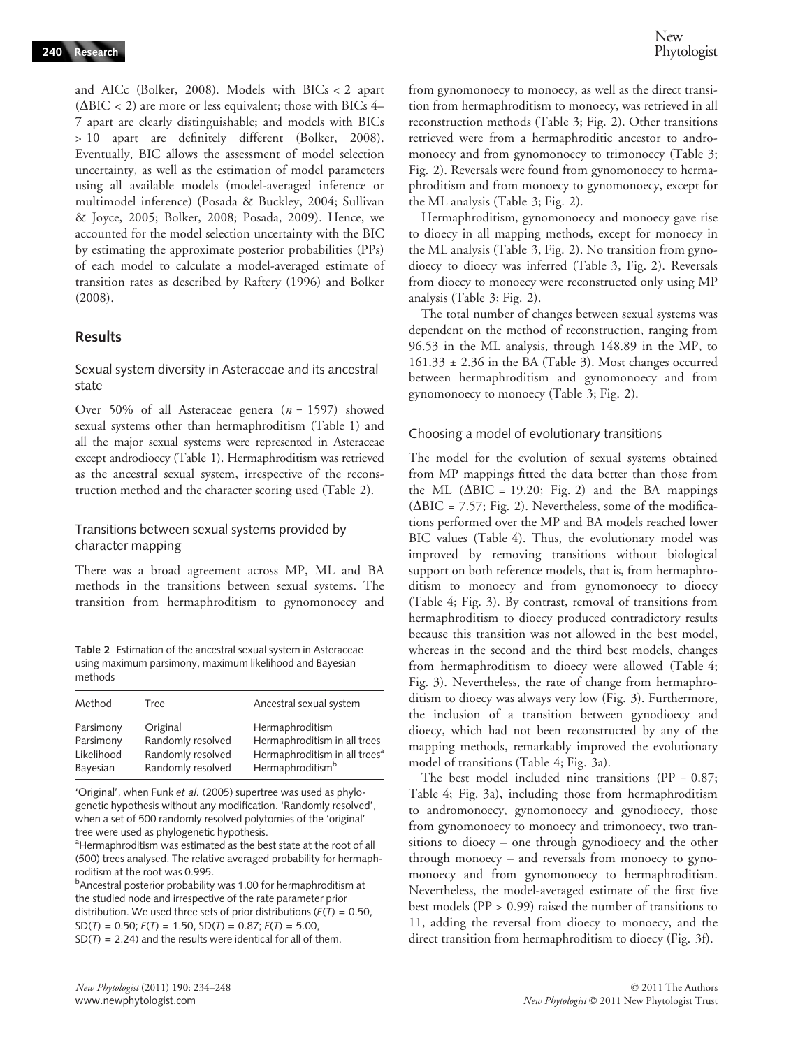and AICc (Bolker, 2008). Models with BICs < 2 apart ($\Delta$BIC < 2) are more or less equivalent; those with BICs 4–7 apart are clearly distinguishable; and models with BICs > 10 apart are definitely different (Bolker, 2008). Eventually, BIC allows the assessment of model selection uncertainty, as well as the estimation of model parameters using all available models (model-averaged inference or multimodel inference) (Posada & Buckley, 2004; Sullivan & Joyce, 2005; Bolker, 2008; Posada, 2009). Hence, we accounted for the model selection uncertainty with the BIC by estimating the approximate posterior probabilities (PPs) of each model to calculate a model-averaged estimate of transition rates as described by Raftery (1996) and Bolker (2008).

## Results

### Sexual system diversity in Asteraceae and its ancestral state

Over 50% of all Asteraceae genera ($n$ = 1597) showed sexual systems other than hermaphroditism (Table 1) and all the major sexual systems were represented in Asteraceae except androdioecy (Table 1). Hermaphroditism was retrieved as the ancestral sexual system, irrespective of the reconstruction method and the character scoring used (Table 2).

### Transitions between sexual systems provided by character mapping

There was a broad agreement across MP, ML and BA methods in the transitions between sexual systems. The transition from hermaphroditism to gynomonoecy and from gynomonoecy to monoecy, as well as the direct transition from hermaphroditism to monoecy, was retrieved in all reconstruction methods (Table 3; Fig. 2). Other transitions retrieved were from a hermaphroditic ancestor to andromonoecy and from gynomonoecy to trimonoecy (Table 3; Fig. 2). Reversals were found from gynomonoecy to hermaphroditism and from monoecy to gynomonoecy, except for the ML analysis (Table 3; Fig. 2).

**Table 2** Estimation of the ancestral sexual system in Asteraceae using maximum parsimony, maximum likelihood and Bayesian methods

| Method | Tree | Ancestral sexual system |
|---|---|---|
| Parsimony | Original | Hermaphroditism |
| Parsimony | Randomly resolved | Hermaphroditism in all trees |
| Likelihood | Randomly resolved | Hermaphroditism in all trees[a] |
| Bayesian | Randomly resolved | Hermaphroditism[b] |

'Original', when Funk *et al.* (2005) supertree was used as phylogenetic hypothesis without any modification. 'Randomly resolved', when a set of 500 randomly resolved polytomies of the 'original' tree were used as phylogenetic hypothesis.

[a]Hermaphroditism was estimated as the best state at the root of all (500) trees analysed. The relative averaged probability for hermaphroditism at the root was 0.995.

[b]Ancestral posterior probability was 1.00 for hermaphroditism at the studied node and irrespective of the rate parameter prior distribution. We used three sets of prior distributions ($E(T)$ = 0.50, $SD(T)$ = 0.50; $E(T)$ = 1.50, $SD(T)$ = 0.87; $E(T)$ = 5.00, $SD(T)$ = 2.24) and the results were identical for all of them.

Hermaphroditism, gynomonoecy and monoecy gave rise to dioecy in all mapping methods, except for monoecy in the ML analysis (Table 3, Fig. 2). No transition from gynodioecy to dioecy was inferred (Table 3, Fig. 2). Reversals from dioecy to monoecy were reconstructed only using MP analysis (Table 3; Fig. 2).

The total number of changes between sexual systems was dependent on the method of reconstruction, ranging from 96.53 in the ML analysis, through 148.89 in the MP, to 161.33 ± 2.36 in the BA (Table 3). Most changes occurred between hermaphroditism and gynomonoecy and from gynomonoecy to monoecy (Table 3; Fig. 2).

### Choosing a model of evolutionary transitions

The model for the evolution of sexual systems obtained from MP mappings fitted the data better than those from the ML ($\Delta$BIC = 19.20; Fig. 2) and the BA mappings ($\Delta$BIC = 7.57; Fig. 2). Nevertheless, some of the modifications performed over the MP and BA models reached lower BIC values (Table 4). Thus, the evolutionary model was improved by removing transitions without biological support on both reference models, that is, from hermaphroditism to monoecy and from gynomonoecy to dioecy (Table 4; Fig. 3). By contrast, removal of transitions from hermaphroditism to dioecy produced contradictory results because this transition was not allowed in the best model, whereas in the second and the third best models, changes from hermaphroditism to dioecy were allowed (Table 4; Fig. 3). Nevertheless, the rate of change from hermaphroditism to dioecy was always very low (Fig. 3). Furthermore, the inclusion of a transition between gynodioecy and dioecy, which had not been reconstructed by any of the mapping methods, remarkably improved the evolutionary model of transitions (Table 4; Fig. 3a).

The best model included nine transitions (PP = 0.87; Table 4; Fig. 3a), including those from hermaphroditism to andromonoecy, gynomonoecy and gynodioecy, those from gynomonoecy to monoecy and trimonoecy, two transitions to dioecy – one through gynodioecy and the other through monoecy – and reversals from monoecy to gynomonoecy and from gynomonoecy to hermaphroditism. Nevertheless, the model-averaged estimate of the first five best models (PP > 0.99) raised the number of transitions to 11, adding the reversal from dioecy to monoecy, and the direct transition from hermaphroditism to dioecy (Fig. 3f).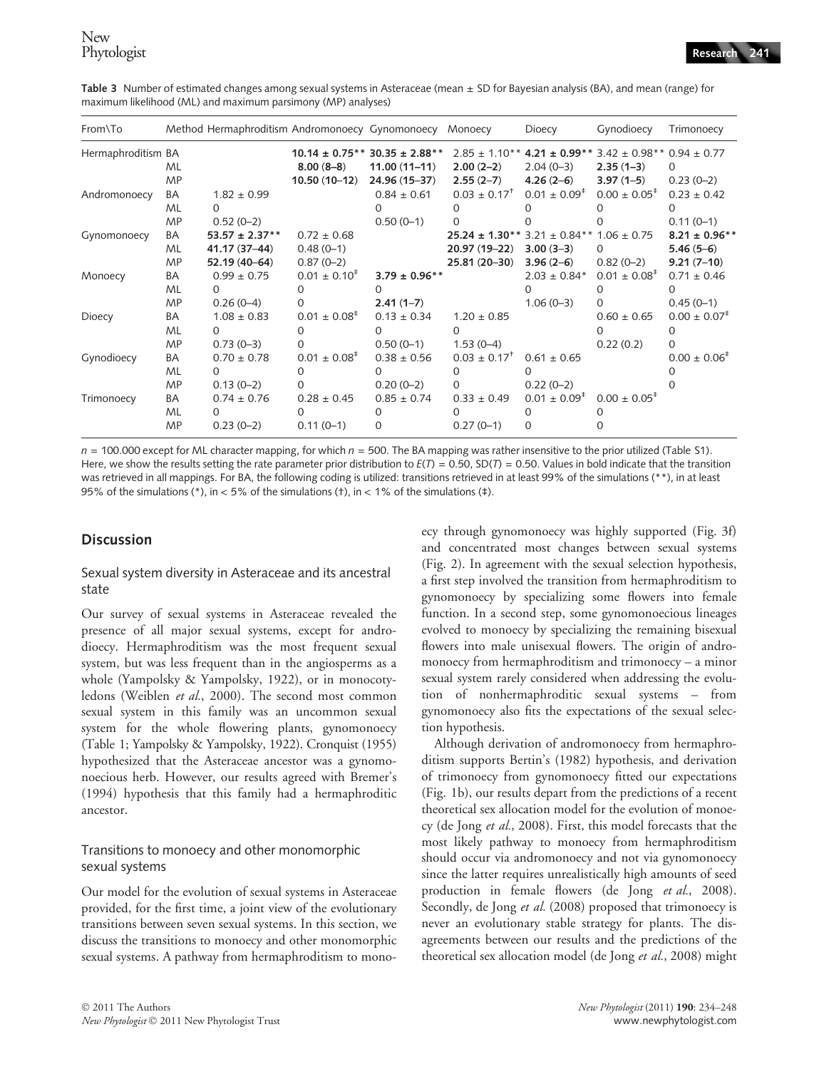**Table 3** Number of estimated changes among sexual systems in Asteraceae (mean ± SD for Bayesian analysis (BA), and mean (range) for maximum likelihood (ML) and maximum parsimony (MP) analyses)

| From\To | Method | Hermaphroditism | Andromonoecy | Gynomonoecy | Monoecy | Dioecy | Gynodioecy | Trimonoecy |
|---|---|---|---|---|---|---|---|---|
| Hermaphroditism | BA | | **10.14 ± 0.75**** | **30.35 ± 2.88**** | 2.85 ± 1.10** | **4.21 ± 0.99**** | 3.42 ± 0.98** | 0.94 ± 0.77 |
| | ML | | **8.00 (8–8)** | **11.00 (11–11)** | **2.00 (2–2)** | 2.04 (0–3) | **2.35 (1–3)** | 0 |
| | MP | | **10.50 (10–12)** | **24.96 (15–37)** | **2.55 (2–7)** | **4.26 (2–6)** | **3.97 (1–5)** | 0.23 (0–2) |
| Andromonoecy | BA | 1.82 ± 0.99 | | 0.84 ± 0.61 | 0.03 ± 0.17[†] | 0.01 ± 0.09[‡] | 0.00 ± 0.05[‡] | 0.23 ± 0.42 |
| | ML | 0 | | 0 | 0 | 0 | 0 | 0 |
| | MP | 0.52 (0–2) | | 0.50 (0–1) | 0 | 0 | 0 | 0.11 (0–1) |
| Gynomonoecy | BA | **53.57 ± 2.37**** | 0.72 ± 0.68 | | **25.24 ± 1.30**** | 3.21 ± 0.84** | 1.06 ± 0.75 | **8.21 ± 0.96**** |
| | ML | **41.17 (37–44)** | 0.48 (0–1) | | **20.97 (19–22)** | **3.00 (3–3)** | 0 | **5.46 (5–6)** |
| | MP | **52.19 (40–64)** | 0.87 (0–2) | | **25.81 (20–30)** | **3.96 (2–6)** | 0.82 (0–2) | **9.21 (7–10)** |
| Monoecy | BA | 0.99 ± 0.75 | 0.01 ± 0.10[‡] | **3.79 ± 0.96**** | | 2.03 ± 0.84* | 0.01 ± 0.08[‡] | 0.71 ± 0.46 |
| | ML | 0 | 0 | 0 | | 0 | 0 | 0 |
| | MP | 0.26 (0–4) | 0 | **2.41 (1–7)** | | 1.06 (0–3) | 0 | 0.45 (0–1) |
| Dioecy | BA | 1.08 ± 0.83 | 0.01 ± 0.08[‡] | 0.13 ± 0.34 | 1.20 ± 0.85 | | 0.60 ± 0.65 | 0.00 ± 0.07[‡] |
| | ML | 0 | 0 | 0 | 0 | | 0 | 0 |
| | MP | 0.73 (0–3) | 0 | 0.50 (0–1) | 1.53 (0–4) | | 0.22 (0.2) | 0 |
| Gynodioecy | BA | 0.70 ± 0.78 | 0.01 ± 0.08[‡] | 0.38 ± 0.56 | 0.03 ± 0.17[†] | 0.61 ± 0.65 | | 0.00 ± 0.06[‡] |
| | ML | 0 | 0 | 0 | 0 | 0 | | 0 |
| | MP | 0.13 (0–2) | 0 | 0.20 (0–2) | 0 | 0.22 (0–2) | | 0 |
| Trimonoecy | BA | 0.74 ± 0.76 | 0.28 ± 0.45 | 0.85 ± 0.74 | 0.33 ± 0.49 | 0.01 ± 0.09[‡] | 0.00 ± 0.05[‡] | |
| | ML | 0 | 0 | 0 | 0 | 0 | 0 | |
| | MP | 0.23 (0–2) | 0.11 (0–1) | 0 | 0.27 (0–1) | 0 | 0 | |

$n$ = 100.000 except for ML character mapping, for which $n$ = 500. The BA mapping was rather insensitive to the prior utilized (Table S1). Here, we show the results setting the rate parameter prior distribution to $E(T) = 0.50$, $SD(T) = 0.50$. Values in bold indicate that the transition was retrieved in all mappings. For BA, the following coding is utilized: transitions retrieved in at least 99% of the simulations (**), in at least 95% of the simulations (*), in < 5% of the simulations (†), in < 1% of the simulations (‡).

## Discussion

### Sexual system diversity in Asteraceae and its ancestral state

Our survey of sexual systems in Asteraceae revealed the presence of all major sexual systems, except for androdioecy. Hermaphroditism was the most frequent sexual system, but was less frequent than in the angiosperms as a whole (Yampolsky & Yampolsky, 1922), or in monocotyledons (Weiblen *et al.*, 2000). The second most common sexual system in this family was an uncommon sexual system for the whole flowering plants, gynomonoecy (Table 1; Yampolsky & Yampolsky, 1922). Cronquist (1955) hypothesized that the Asteraceae ancestor was a gynomonoecious herb. However, our results agreed with Bremer's (1994) hypothesis that this family had a hermaphroditic ancestor.

### Transitions to monoecy and other monomorphic sexual systems

Our model for the evolution of sexual systems in Asteraceae provided, for the first time, a joint view of the evolutionary transitions between seven sexual systems. In this section, we discuss the transitions to monoecy and other monomorphic sexual systems. A pathway from hermaphroditism to monoecy through gynomonoecy was highly supported (Fig. 3f) and concentrated most changes between sexual systems (Fig. 2). In agreement with the sexual selection hypothesis, a first step involved the transition from hermaphroditism to gynomonoecy by specializing some flowers into female function. In a second step, some gynomonoecious lineages evolved to monoecy by specializing the remaining bisexual flowers into male unisexual flowers. The origin of andromonoecy from hermaphroditism and trimonoecy – a minor sexual system rarely considered when addressing the evolution of nonhermaphroditic sexual systems – from gynomonoecy also fits the expectations of the sexual selection hypothesis.

Although derivation of andromonoecy from hermaphroditism supports Bertin's (1982) hypothesis, and derivation of trimonoecy from gynomonoecy fitted our expectations (Fig. 1b), our results depart from the predictions of a recent theoretical sex allocation model for the evolution of monoecy (de Jong *et al.*, 2008). First, this model forecasts that the most likely pathway to monoecy from hermaphroditism should occur via andromonoecy and not via gynomonoecy since the latter requires unrealistically high amounts of seed production in female flowers (de Jong *et al.*, 2008). Secondly, de Jong *et al.* (2008) proposed that trimonoecy is never an evolutionary stable strategy for plants. The disagreements between our results and the predictions of the theoretical sex allocation model (de Jong *et al.*, 2008) might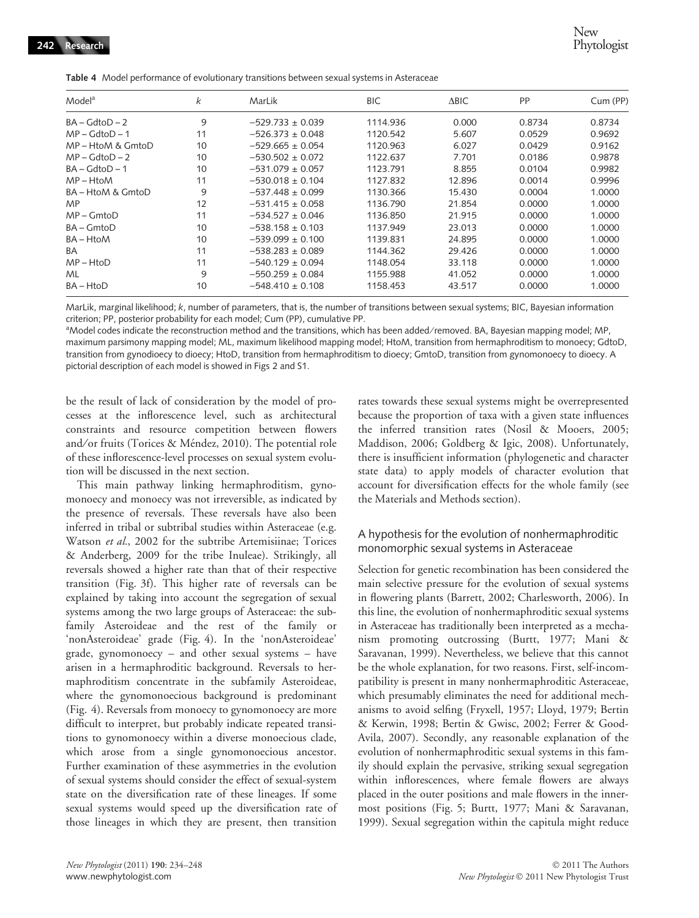**Table 4** Model performance of evolutionary transitions between sexual systems in Asteraceae

| Model[a] | $k$ | MarLik | BIC | ΔBIC | PP | Cum (PP) |
|---|---|---|---|---|---|---|
| BA – GdtoD – 2 | 9 | −529.733 ± 0.039 | 1114.936 | 0.000 | 0.8734 | 0.8734 |
| MP – GdtoD – 1 | 11 | −526.373 ± 0.048 | 1120.542 | 5.607 | 0.0529 | 0.9692 |
| MP – HtoM & GmtoD | 10 | −529.665 ± 0.054 | 1120.963 | 6.027 | 0.0429 | 0.9162 |
| MP – GdtoD – 2 | 10 | −530.502 ± 0.072 | 1122.637 | 7.701 | 0.0186 | 0.9878 |
| BA – GdtoD – 1 | 10 | −531.079 ± 0.057 | 1123.791 | 8.855 | 0.0104 | 0.9982 |
| MP – HtoM | 11 | −530.018 ± 0.104 | 1127.832 | 12.896 | 0.0014 | 0.9996 |
| BA – HtoM & GmtoD | 9 | −537.448 ± 0.099 | 1130.366 | 15.430 | 0.0004 | 1.0000 |
| MP | 12 | −531.415 ± 0.058 | 1136.790 | 21.854 | 0.0000 | 1.0000 |
| MP – GmtoD | 11 | −534.527 ± 0.046 | 1136.850 | 21.915 | 0.0000 | 1.0000 |
| BA – GmtoD | 10 | −538.158 ± 0.103 | 1137.949 | 23.013 | 0.0000 | 1.0000 |
| BA – HtoM | 10 | −539.099 ± 0.100 | 1139.831 | 24.895 | 0.0000 | 1.0000 |
| BA | 11 | −538.283 ± 0.089 | 1144.362 | 29.426 | 0.0000 | 1.0000 |
| MP – HtoD | 11 | −540.129 ± 0.094 | 1148.054 | 33.118 | 0.0000 | 1.0000 |
| ML | 9 | −550.259 ± 0.084 | 1155.988 | 41.052 | 0.0000 | 1.0000 |
| BA – HtoD | 10 | −548.410 ± 0.108 | 1158.453 | 43.517 | 0.0000 | 1.0000 |

MarLik, marginal likelihood; $k$, number of parameters, that is, the number of transitions between sexual systems; BIC, Bayesian information criterion; PP, posterior probability for each model; Cum (PP), cumulative PP.

[a]Model codes indicate the reconstruction method and the transitions, which has been added/removed. BA, Bayesian mapping model; MP, maximum parsimony mapping model; ML, maximum likelihood mapping model; HtoM, transition from hermaphroditism to monoecy; GdtoD, transition from gynodioecy to dioecy; HtoD, transition from hermaphroditism to dioecy; GmtoD, transition from gynomonoecy to dioecy. A pictorial description of each model is showed in Figs 2 and S1.

be the result of lack of consideration by the model of processes at the inflorescence level, such as architectural constraints and resource competition between flowers and/or fruits (Torices & Méndez, 2010). The potential role of these inflorescence-level processes on sexual system evolution will be discussed in the next section.

This main pathway linking hermaphroditism, gynomonoecy and monoecy was not irreversible, as indicated by the presence of reversals. These reversals have also been inferred in tribal or subtribal studies within Asteraceae (e.g. Watson *et al.*, 2002 for the subtribe Artemisiinae; Torices & Anderberg, 2009 for the tribe Inuleae). Strikingly, all reversals showed a higher rate than that of their respective transition (Fig. 3f). This higher rate of reversals can be explained by taking into account the segregation of sexual systems among the two large groups of Asteraceae: the subfamily Asteroideae and the rest of the family or 'nonAsteroideae' grade (Fig. 4). In the 'nonAsteroideae' grade, gynomonoecy – and other sexual systems – have arisen in a hermaphroditic background. Reversals to hermaphroditism concentrate in the subfamily Asteroideae, where the gynomonoecious background is predominant (Fig. 4). Reversals from monoecy to gynomonoecy are more difficult to interpret, but probably indicate repeated transitions to gynomonoecy within a diverse monoecious clade, which arose from a single gynomonoecious ancestor. Further examination of these asymmetries in the evolution of sexual systems should consider the effect of sexual-system state on the diversification rate of these lineages. If some sexual systems would speed up the diversification rate of those lineages in which they are present, then transition rates towards these sexual systems might be overrepresented because the proportion of taxa with a given state influences the inferred transition rates (Nosil & Mooers, 2005; Maddison, 2006; Goldberg & Igic, 2008). Unfortunately, there is insufficient information (phylogenetic and character state data) to apply models of character evolution that account for diversification effects for the whole family (see the Materials and Methods section).

### A hypothesis for the evolution of nonhermaphroditic monomorphic sexual systems in Asteraceae

Selection for genetic recombination has been considered the main selective pressure for the evolution of sexual systems in flowering plants (Barrett, 2002; Charlesworth, 2006). In this line, the evolution of nonhermaphroditic sexual systems in Asteraceae has traditionally been interpreted as a mechanism promoting outcrossing (Burtt, 1977; Mani & Saravanan, 1999). Nevertheless, we believe that this cannot be the whole explanation, for two reasons. First, self-incompatibility is present in many nonhermaphroditic Asteraceae, which presumably eliminates the need for additional mechanisms to avoid selfing (Fryxell, 1957; Lloyd, 1979; Bertin & Kerwin, 1998; Bertin & Gwisc, 2002; Ferrer & Good-Avila, 2007). Secondly, any reasonable explanation of the evolution of nonhermaphroditic sexual systems in this family should explain the pervasive, striking sexual segregation within inflorescences, where female flowers are always placed in the outer positions and male flowers in the innermost positions (Fig. 5; Burtt, 1977; Mani & Saravanan, 1999). Sexual segregation within the capitula might reduce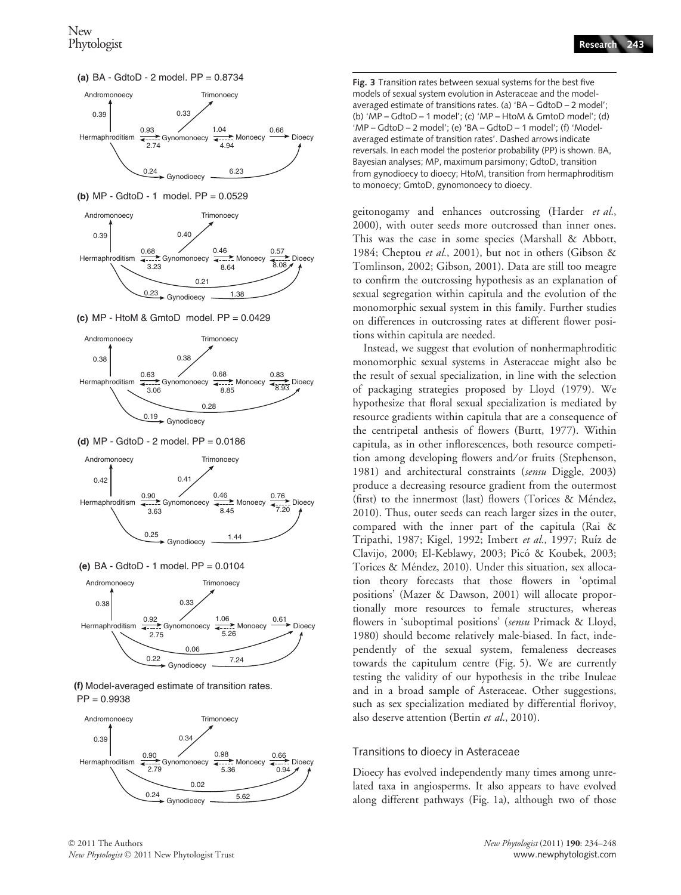**Fig. 3** Transition rates between sexual systems for the best five models of sexual system evolution in Asteraceae and the model-averaged estimate of transitions rates. (a) 'BA – GdtoD – 2 model'; (b) 'MP – GdtoD – 1 model'; (c) 'MP – HtoM & GmtoD model'; (d) 'MP – GdtoD – 2 model'; (e) 'BA – GdtoD – 1 model'; (f) 'Model-averaged estimate of transition rates'. Dashed arrows indicate reversals. In each model the posterior probability (PP) is shown. BA, Bayesian analyses; MP, maximum parsimony; GdtoD, transition from gynodioecy to dioecy; HtoM, transition from hermaphroditism to monoecy; GmtoD, gynomonoecy to dioecy.

geitonogamy and enhances outcrossing (Harder *et al.*, 2000), with outer seeds more outcrossed than inner ones. This was the case in some species (Marshall & Abbott, 1984; Cheptou *et al.*, 2001), but not in others (Gibson & Tomlinson, 2002; Gibson, 2001). Data are still too meagre to confirm the outcrossing hypothesis as an explanation of sexual segregation within capitula and the evolution of the monomorphic sexual system in this family. Further studies on differences in outcrossing rates at different flower positions within capitula are needed.

Instead, we suggest that evolution of nonhermaphroditic monomorphic sexual systems in Asteraceae might also be the result of sexual specialization, in line with the selection of packaging strategies proposed by Lloyd (1979). We hypothesize that floral sexual specialization is mediated by resource gradients within capitula that are a consequence of the centripetal anthesis of flowers (Burtt, 1977). Within capitula, as in other inflorescences, both resource competition among developing flowers and/or fruits (Stephenson, 1981) and architectural constraints (*sensu* Diggle, 2003) produce a decreasing resource gradient from the outermost (first) to the innermost (last) flowers (Torices & Méndez, 2010). Thus, outer seeds can reach larger sizes in the outer, compared with the inner part of the capitula (Rai & Tripathi, 1987; Kigel, 1992; Imbert *et al.*, 1997; Ruíz de Clavijo, 2000; El-Keblawy, 2003; Picó & Koubek, 2003; Torices & Méndez, 2010). Under this situation, sex allocation theory forecasts that those flowers in 'optimal positions' (Mazer & Dawson, 2001) will allocate proportionally more resources to female structures, whereas flowers in 'suboptimal positions' (*sensu* Primack & Lloyd, 1980) should become relatively male-biased. In fact, independently of the sexual system, femaleness decreases towards the capitulum centre (Fig. 5). We are currently testing the validity of our hypothesis in the tribe Inuleae and in a broad sample of Asteraceae. Other suggestions, such as sex specialization mediated by differential florivoy, also deserve attention (Bertin *et al.*, 2010).

### Transitions to dioecy in Asteraceae

Dioecy has evolved independently many times among unrelated taxa in angiosperms. It also appears to have evolved along different pathways (Fig. 1a), although two of those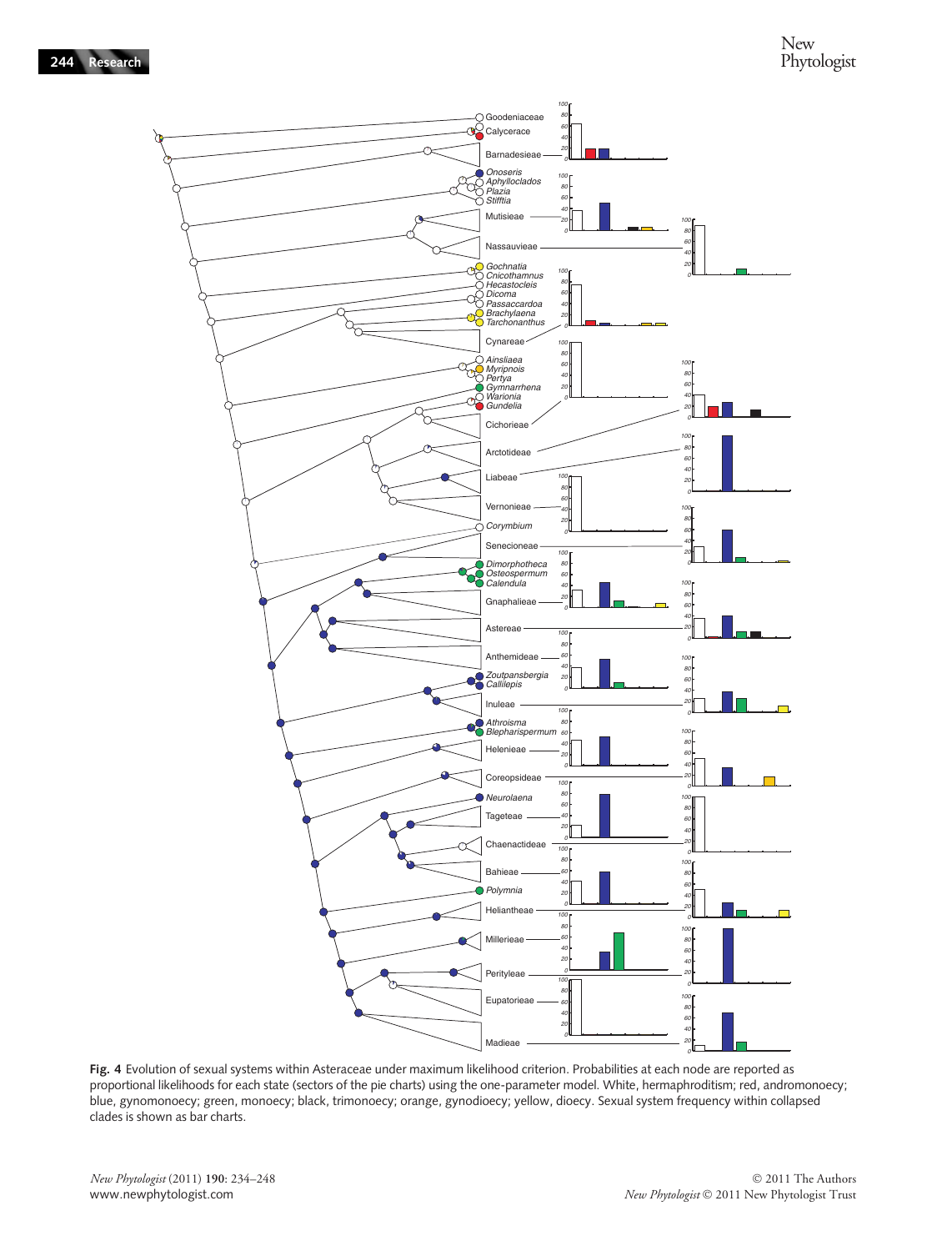**Fig. 4** Evolution of sexual systems within Asteraceae under maximum likelihood criterion. Probabilities at each node are reported as proportional likelihoods for each state (sectors of the pie charts) using the one-parameter model. White, hermaphroditism; red, andromonoecy; blue, gynomonoecy; green, monoecy; black, trimonoecy; orange, gynodioecy; yellow, dioecy. Sexual system frequency within collapsed clades is shown as bar charts.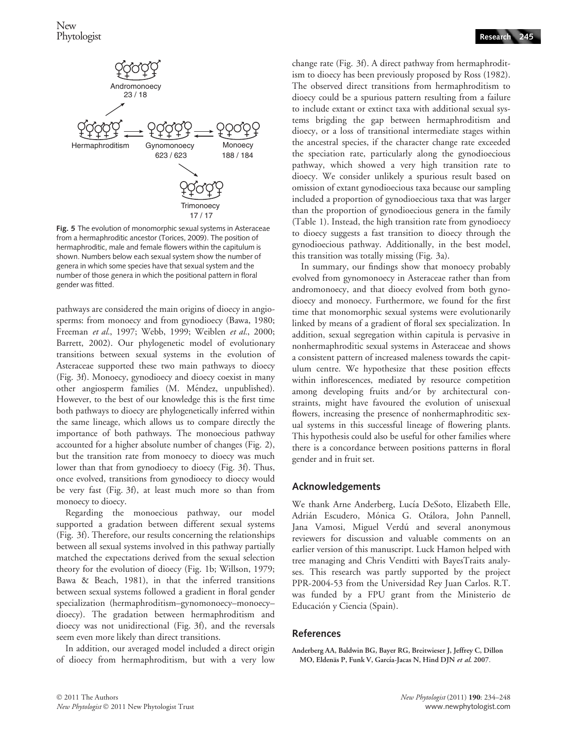Andromonoecy
23 / 18

Hermaphroditism    Gynomonoecy    Monoecy
623 / 623    188 / 184

Trimonoecy
17 / 17

**Fig. 5** The evolution of monomorphic sexual systems in Asteraceae from a hermaphroditic ancestor (Torices, 2009). The position of hermaphroditic, male and female flowers within the capitulum is shown. Numbers below each sexual system show the number of genera in which some species have that sexual system and the number of those genera in which the positional pattern in floral gender was fitted.

pathways are considered the main origins of dioecy in angiosperms: from monoecy and from gynodioecy (Bawa, 1980; Freeman *et al.*, 1997; Webb, 1999; Weiblen *et al.*, 2000; Barrett, 2002). Our phylogenetic model of evolutionary transitions between sexual systems in the evolution of Asteraceae supported these two main pathways to dioecy (Fig. 3f). Monoecy, gynodioecy and dioecy coexist in many other angiosperm families (M. Méndez, unpublished). However, to the best of our knowledge this is the first time both pathways to dioecy are phylogenetically inferred within the same lineage, which allows us to compare directly the importance of both pathways. The monoecious pathway accounted for a higher absolute number of changes (Fig. 2), but the transition rate from monoecy to dioecy was much lower than that from gynodioecy to dioecy (Fig. 3f). Thus, once evolved, transitions from gynodioecy to dioecy would be very fast (Fig. 3f), at least much more so than from monoecy to dioecy.

Regarding the monoecious pathway, our model supported a gradation between different sexual systems (Fig. 3f). Therefore, our results concerning the relationships between all sexual systems involved in this pathway partially matched the expectations derived from the sexual selection theory for the evolution of dioecy (Fig. 1b; Willson, 1979; Bawa & Beach, 1981), in that the inferred transitions between sexual systems followed a gradient in floral gender specialization (hermaphroditism–gynomonoecy–monoecy–dioecy). The gradation between hermaphroditism and dioecy was not unidirectional (Fig. 3f), and the reversals seem even more likely than direct transitions.

In addition, our averaged model included a direct origin of dioecy from hermaphroditism, but with a very low change rate (Fig. 3f). A direct pathway from hermaphroditism to dioecy has been previously proposed by Ross (1982). The observed direct transitions from hermaphroditism to dioecy could be a spurious pattern resulting from a failure to include extant or extinct taxa with additional sexual systems brigding the gap between hermaphroditism and dioecy, or a loss of transitional intermediate stages within the ancestral species, if the character change rate exceeded the speciation rate, particularly along the gynodioecious pathway, which showed a very high transition rate to dioecy. We consider unlikely a spurious result based on omission of extant gynodioecious taxa because our sampling included a proportion of gynodioecious taxa that was larger than the proportion of gynodioecious genera in the family (Table 1). Instead, the high transition rate from gynodioecy to dioecy suggests a fast transition to dioecy through the gynodioecious pathway. Additionally, in the best model, this transition was totally missing (Fig. 3a).

In summary, our findings show that monoecy probably evolved from gynomonoecy in Asteraceae rather than from andromonoecy, and that dioecy evolved from both gynodioecy and monoecy. Furthermore, we found for the first time that monomorphic sexual systems were evolutionarily linked by means of a gradient of floral sex specialization. In addition, sexual segregation within capitula is pervasive in nonhermaphroditic sexual systems in Asteraceae and shows a consistent pattern of increased maleness towards the capitulum centre. We hypothesize that these position effects within inflorescences, mediated by resource competition among developing fruits and/or by architectural constraints, might have favoured the evolution of unisexual flowers, increasing the presence of nonhermaphroditic sexual systems in this successful lineage of flowering plants. This hypothesis could also be useful for other families where there is a concordance between positions patterns in floral gender and in fruit set.

## Acknowledgements

We thank Arne Anderberg, Lucía DeSoto, Elizabeth Elle, Adrián Escudero, Mónica G. Otálora, John Pannell, Jana Vamosi, Miguel Verdú and several anonymous reviewers for discussion and valuable comments on an earlier version of this manuscript. Luck Hamon helped with tree managing and Chris Venditti with BayesTraits analyses. This research was partly supported by the project PPR-2004-53 from the Universidad Rey Juan Carlos. R.T. was funded by a FPU grant from the Ministerio de Educación y Ciencia (Spain).

## References

**Anderberg AA, Baldwin BG, Bayer RG, Breitwieser J, Jeffrey C, Dillon MO, Eldenäs P, Funk V, García-Jacas N, Hind DJN *et al.* 2007.**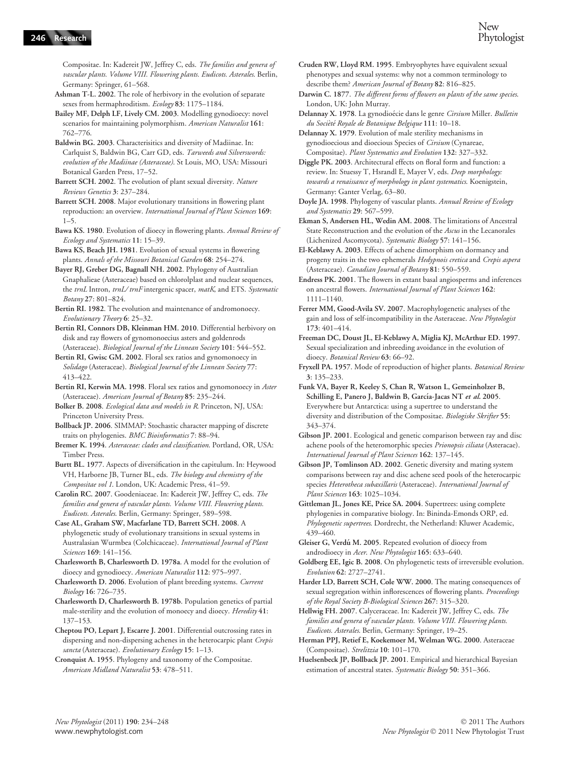Compositae. In: Kadereit JW, Jeffrey C, eds. *The families and genera of vascular plants. Volume VIII. Flowering plants. Eudicots. Asterales*. Berlin, Germany: Springer, 61–568.

**Ashman T-L. 2002**. The role of herbivory in the evolution of separate sexes from hermaphroditism. *Ecology* **83**: 1175–1184.

**Bailey MF, Delph LF, Lively CM. 2003**. Modelling gynodioecy: novel scenarios for maintaining polymorphism. *American Naturalist* **161**: 762–776.

**Baldwin BG. 2003**. Characterisitics and diversity of Madiinae. In: Carlquist S, Baldwin BG, Carr GD, eds. *Tarweeds and Silverswords: evolution of the Madiinae (Asteraceae)*. St Louis, MO, USA: Missouri Botanical Garden Press, 17–52.

**Barrett SCH. 2002**. The evolution of plant sexual diversity. *Nature Reviews Genetics* **3**: 237–284.

**Barrett SCH. 2008**. Major evolutionary transitions in flowering plant reproduction: an overview. *International Journal of Plant Sciences* **169**: 1–5.

**Bawa KS. 1980**. Evolution of dioecy in flowering plants. *Annual Review of Ecology and Systematics* **11**: 15–39.

**Bawa KS, Beach JH. 1981**. Evolution of sexual systems in flowering plants. *Annals of the Missouri Botanical Garden* **68**: 254–274.

**Bayer RJ, Greber DG, Bagnall NH. 2002**. Phylogeny of Australian Gnaphalieae (Asteraceae) based on chlorolplast and nuclear sequences, the *trnL* Intron, *trnL/trnF* intergenic spacer, *matK*, and ETS. *Systematic Botany* **27**: 801–824.

**Bertin RI. 1982**. The evolution and maintenance of andromonoecy. *Evolutionary Theory* **6**: 25–32.

**Bertin RI, Connors DB, Kleinman HM. 2010**. Differential herbivory on disk and ray flowers of gynomonoecius asters and goldenrods (Asteraceae). *Biological Journal of the Linnean Society* **101**: 544–552.

**Bertin RI, Gwisc GM. 2002**. Floral sex ratios and gynomonoecy in *Solidago* (Asteraceae). *Biological Journal of the Linnean Society* **77**: 413–422.

**Bertin RI, Kerwin MA. 1998**. Floral sex ratios and gynomonoecy in *Aster* (Asteraceae). *American Journal of Botany* **85**: 235–244.

**Bolker B. 2008**. *Ecological data and models in R*. Princeton, NJ, USA: Princeton University Press.

**Bollback JP. 2006**. SIMMAP: Stochastic character mapping of discrete traits on phylogenies. *BMC Bioinformatics* **7**: 88–94.

**Bremer K. 1994**. *Asteraceae: clades and classification*. Portland, OR, USA: Timber Press.

**Burtt BL. 1977**. Aspects of diversification in the capitulum. In: Heywood VH, Harborne JB, Turner BL, eds. *The biology and chemistry of the Compositae vol 1*. London, UK: Academic Press, 41–59.

**Carolin RC. 2007**. Goodeniaceae. In: Kadereit JW, Jeffrey C, eds. *The families and genera of vascular plants. Volume VIII. Flowering plants. Eudicots. Asterales*. Berlin, Germany: Springer, 589–598.

**Case AL, Graham SW, Macfarlane TD, Barrett SCH. 2008**. A phylogenetic study of evolutionary transitions in sexual systems in Australasian Wurmbea (Colchicaceae). *International Journal of Plant Sciences* **169**: 141–156.

**Charlesworth B, Charlesworth D. 1978a**. A model for the evolution of dioecy and gynodioecy. *American Naturalist* **112**: 975–997.

**Charlesworth D. 2006**. Evolution of plant breeding systems. *Current Biology* **16**: 726–735.

**Charlesworth D, Charlesworth B. 1978b**. Population genetics of partial male-sterility and the evolution of monoecy and dioecy. *Heredity* **41**: 137–153.

**Cheptou PO, Lepart J, Escarre J. 2001**. Differential outcrossing rates in dispersing and non-dispersing achenes in the heterocarpic plant *Crepis sancta* (Asteraceae). *Evolutionary Ecology* **15**: 1–13.

**Cronquist A. 1955**. Phylogeny and taxonomy of the Compositae. *American Midland Naturalist* **53**: 478–511.

**Cruden RW, Lloyd RM. 1995**. Embryophytes have equivalent sexual phenotypes and sexual systems: why not a common terminology to describe them? *American Journal of Botany* **82**: 816–825.

**Darwin C. 1877**. *The different forms of flowers on plants of the same species*. London, UK: John Murray.

**Delannay X. 1978**. La gynodioécie dans le genre *Cirsium* Miller. *Bulletin du Sociètè Royale de Botanique Belgique* **111**: 10–18.

**Delannay X. 1979**. Evolution of male sterility mechanisms in gynodioecious and dioecious Species of *Cirsium* (Cynareae, Compositae). *Plant Systematics and Evolution* **132**: 327–332.

**Diggle PK. 2003**. Architectural effects on floral form and function: a review. In: Stuessy T, Hsrandl E, Mayer V, eds. *Deep morphology: towards a renaissance of morphology in plant systematics*. Koenigstein, Germany: Ganter Verlag, 63–80.

**Doyle JA. 1998**. Phylogeny of vascular plants. *Annual Review of Ecology and Systematics* **29**: 567–599.

**Ekman S, Andersen HL, Wedin AM. 2008**. The limitations of Ancestral State Reconstruction and the evolution of the *Ascus* in the Lecanorales (Lichenized Ascomycota). *Systematic Biology* **57**: 141–156.

**El-Keblawy A. 2003**. Effects of achene dimorphism on dormancy and progeny traits in the two ephemerals *Hedypnois cretica* and *Crepis aspera* (Asteraceae). *Canadian Journal of Botany* **81**: 550–559.

**Endress PK. 2001**. The flowers in extant basal angiosperms and inferences on ancestral flowers. *International Journal of Plant Sciences* **162**: 1111–1140.

**Ferrer MM, Good-Avila SV. 2007**. Macrophylogenetic analyses of the gain and loss of self-incompatibility in the Asteraceae. *New Phytologist* **173**: 401–414.

**Freeman DC, Doust JL, El-Keblawy A, Miglia KJ, McArthur ED. 1997**. Sexual specialization and inbreeding avoidance in the evolution of dioecy. *Botanical Review* **63**: 66–92.

**Fryxell PA. 1957**. Mode of reproduction of higher plants. *Botanical Review* **3**: 135–233.

**Funk VA, Bayer R, Keeley S, Chan R, Watson L, Gemeinholzer B, Schilling E, Panero J, Baldwin B, García-Jacas NT *et al.* 2005**. Everywhere but Antarctica: using a supertree to understand the diversity and distribution of the Compositae. *Biologiske Skrifter* **55**: 343–374.

**Gibson JP. 2001**. Ecological and genetic comparison between ray and disc achene pools of the heteromorphic species *Prionopsis ciliata* (Asteracae). *International Journal of Plant Sciences* **162**: 137–145.

**Gibson JP, Tomlinson AD. 2002**. Genetic diversity and mating system comparisons between ray and disc achene seed pools of the heterocarpic species *Heterotheca subaxillaris* (Asteraceae). *International Journal of Plant Sciences* **163**: 1025–1034.

**Gittleman JL, Jones KE, Price SA. 2004**. Supertrees: using complete phylogenies in comparative biology. In: Bininda-Emonds ORP, ed. *Phylogenetic supertrees*. Dordrecht, the Netherland: Kluwer Academic, 439–460.

**Gleiser G, Verdú M. 2005**. Repeated evolution of dioecy from androdioecy in *Acer*. *New Phytologist* **165**: 633–640.

**Goldberg EE, Igic B. 2008**. On phylogenetic tests of irreversible evolution. *Evolution* **62**: 2727–2741.

**Harder LD, Barrett SCH, Cole WW. 2000**. The mating consequences of sexual segregation within inflorescences of flowering plants. *Proceedings of the Royal Society B-Biological Sciences* **267**: 315–320.

**Hellwig FH. 2007**. Calyceraceae. In: Kadereit JW, Jeffrey C, eds. *The families and genera of vascular plants. Volume VIII. Flowering plants. Eudicots. Asterales*. Berlin, Germany: Springer, 19–25.

**Herman PPJ, Retief E, Koekemoer M, Welman WG. 2000**. Asteraceae (Compositae). *Strelitzia* **10**: 101–170.

**Huelsenbeck JP, Bollback JP. 2001**. Empirical and hierarchical Bayesian estimation of ancestral states. *Systematic Biology* **50**: 351–366.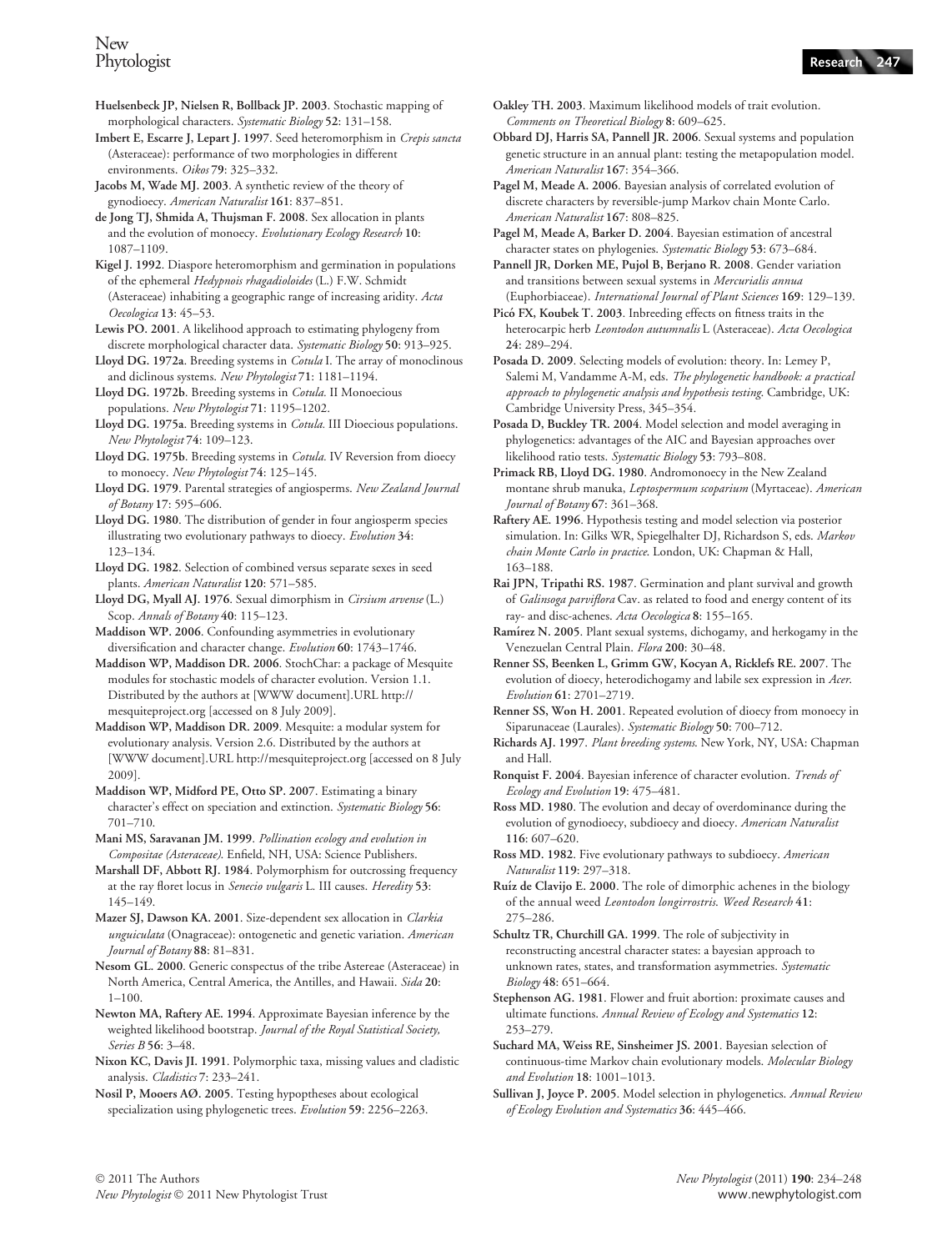Huelsenbeck JP, Nielsen R, Bollback JP. 2003. Stochastic mapping of morphological characters. *Systematic Biology* 52: 131–158.

Imbert E, Escarre J, Lepart J. 1997. Seed heteromorphism in *Crepis sancta* (Asteraceae): performance of two morphologies in different environments. *Oikos* 79: 325–332.

Jacobs M, Wade MJ. 2003. A synthetic review of the theory of gynodioecy. *American Naturalist* 161: 837–851.

de Jong TJ, Shmida A, Thujsman F. 2008. Sex allocation in plants and the evolution of monoecy. *Evolutionary Ecology Research* 10: 1087–1109.

Kigel J. 1992. Diaspore heteromorphism and germination in populations of the ephemeral *Hedypnois rhagadioloides* (L.) F.W. Schmidt (Asteraceae) inhabiting a geographic range of increasing aridity. *Acta Oecologica* 13: 45–53.

Lewis PO. 2001. A likelihood approach to estimating phylogeny from discrete morphological character data. *Systematic Biology* 50: 913–925.

Lloyd DG. 1972a. Breeding systems in *Cotula* I. The array of monoclinous and diclinous systems. *New Phytologist* 71: 1181–1194.

Lloyd DG. 1972b. Breeding systems in *Cotula*. II Monoecious populations. *New Phytologist* 71: 1195–1202.

Lloyd DG. 1975a. Breeding systems in *Cotula*. III Dioecious populations. *New Phytologist* 74: 109–123.

Lloyd DG. 1975b. Breeding systems in *Cotula*. IV Reversion from dioecy to monoecy. *New Phytologist* 74: 125–145.

Lloyd DG. 1979. Parental strategies of angiosperms. *New Zealand Journal of Botany* 17: 595–606.

Lloyd DG. 1980. The distribution of gender in four angiosperm species illustrating two evolutionary pathways to dioecy. *Evolution* 34: 123–134.

Lloyd DG. 1982. Selection of combined versus separate sexes in seed plants. *American Naturalist* 120: 571–585.

Lloyd DG, Myall AJ. 1976. Sexual dimorphism in *Cirsium arvense* (L.) Scop. *Annals of Botany* 40: 115–123.

Maddison WP. 2006. Confounding asymmetries in evolutionary diversification and character change. *Evolution* 60: 1743–1746.

Maddison WP, Maddison DR. 2006. StochChar: a package of Mesquite modules for stochastic models of character evolution. Version 1.1. Distributed by the authors at [WWW document].URL http://mesquiteproject.org [accessed on 8 July 2009].

Maddison WP, Maddison DR. 2009. Mesquite: a modular system for evolutionary analysis. Version 2.6. Distributed by the authors at [WWW document].URL http://mesquiteproject.org [accessed on 8 July 2009].

Maddison WP, Midford PE, Otto SP. 2007. Estimating a binary character's effect on speciation and extinction. *Systematic Biology* 56: 701–710.

Mani MS, Saravanan JM. 1999. *Pollination ecology and evolution in Compositae (Asteraceae)*. Enfield, NH, USA: Science Publishers.

Marshall DF, Abbott RJ. 1984. Polymorphism for outcrossing frequency at the ray floret locus in *Senecio vulgaris* L. III causes. *Heredity* 53: 145–149.

Mazer SJ, Dawson KA. 2001. Size-dependent sex allocation in *Clarkia unguiculata* (Onagraceae): ontogenetic and genetic variation. *American Journal of Botany* 88: 81–831.

Nesom GL. 2000. Generic conspectus of the tribe Astereae (Asteraceae) in North America, Central America, the Antilles, and Hawaii. *Sida* 20: 1–100.

Newton MA, Raftery AE. 1994. Approximate Bayesian inference by the weighted likelihood bootstrap. *Journal of the Royal Statistical Society, Series B* 56: 3–48.

Nixon KC, Davis JI. 1991. Polymorphic taxa, missing values and cladistic analysis. *Cladistics* 7: 233–241.

Nosil P, Mooers AØ. 2005. Testing hypoptheses about ecological specialization using phylogenetic trees. *Evolution* 59: 2256–2263.

Oakley TH. 2003. Maximum likelihood models of trait evolution. *Comments on Theoretical Biology* 8: 609–625.

Obbard DJ, Harris SA, Pannell JR. 2006. Sexual systems and population genetic structure in an annual plant: testing the metapopulation model. *American Naturalist* 167: 354–366.

Pagel M, Meade A. 2006. Bayesian analysis of correlated evolution of discrete characters by reversible-jump Markov chain Monte Carlo. *American Naturalist* 167: 808–825.

Pagel M, Meade A, Barker D. 2004. Bayesian estimation of ancestral character states on phylogenies. *Systematic Biology* 53: 673–684.

Pannell JR, Dorken ME, Pujol B, Berjano R. 2008. Gender variation and transitions between sexual systems in *Mercurialis annua* (Euphorbiaceae). *International Journal of Plant Sciences* 169: 129–139.

Picó FX, Koubek T. 2003. Inbreeding effects on fitness traits in the heterocarpic herb *Leontodon autumnalis* L (Asteraceae). *Acta Oecologica* 24: 289–294.

Posada D. 2009. Selecting models of evolution: theory. In: Lemey P, Salemi M, Vandamme A-M, eds. *The phylogenetic handbook: a practical approach to phylogenetic analysis and hypothesis testing*. Cambridge, UK: Cambridge University Press, 345–354.

Posada D, Buckley TR. 2004. Model selection and model averaging in phylogenetics: advantages of the AIC and Bayesian approaches over likelihood ratio tests. *Systematic Biology* 53: 793–808.

Primack RB, Lloyd DG. 1980. Andromonoecy in the New Zealand montane shrub manuka, *Leptospermum scoparium* (Myrtaceae). *American Journal of Botany* 67: 361–368.

Raftery AE. 1996. Hypothesis testing and model selection via posterior simulation. In: Gilks WR, Spiegelhalter DJ, Richardson S, eds. *Markov chain Monte Carlo in practice*. London, UK: Chapman & Hall, 163–188.

Rai JPN, Tripathi RS. 1987. Germination and plant survival and growth of *Galinsoga parviflora* Cav. as related to food and energy content of its ray- and disc-achenes. *Acta Oecologica* 8: 155–165.

Ramírez N. 2005. Plant sexual systems, dichogamy, and herkogamy in the Venezuelan Central Plain. *Flora* 200: 30–48.

Renner SS, Beenken L, Grimm GW, Kocyan A, Ricklefs RE. 2007. The evolution of dioecy, heterodichogamy and labile sex expression in *Acer*. *Evolution* 61: 2701–2719.

Renner SS, Won H. 2001. Repeated evolution of dioecy from monoecy in Siparunaceae (Laurales). *Systematic Biology* 50: 700–712.

Richards AJ. 1997. *Plant breeding systems*. New York, NY, USA: Chapman and Hall.

Ronquist F. 2004. Bayesian inference of character evolution. *Trends of Ecology and Evolution* 19: 475–481.

Ross MD. 1980. The evolution and decay of overdominance during the evolution of gynodioecy, subdioecy and dioecy. *American Naturalist* 116: 607–620.

Ross MD. 1982. Five evolutionary pathways to subdioecy. *American Naturalist* 119: 297–318.

Ruíz de Clavijo E. 2000. The role of dimorphic achenes in the biology of the annual weed *Leontodon longirrostris*. *Weed Research* 41: 275–286.

Schultz TR, Churchill GA. 1999. The role of subjectivity in reconstructing ancestral character states: a bayesian approach to unknown rates, states, and transformation asymmetries. *Systematic Biology* 48: 651–664.

Stephenson AG. 1981. Flower and fruit abortion: proximate causes and ultimate functions. *Annual Review of Ecology and Systematics* 12: 253–279.

Suchard MA, Weiss RE, Sinsheimer JS. 2001. Bayesian selection of continuous-time Markov chain evolutionary models. *Molecular Biology and Evolution* 18: 1001–1013.

Sullivan J, Joyce P. 2005. Model selection in phylogenetics. *Annual Review of Ecology Evolution and Systematics* 36: 445–466.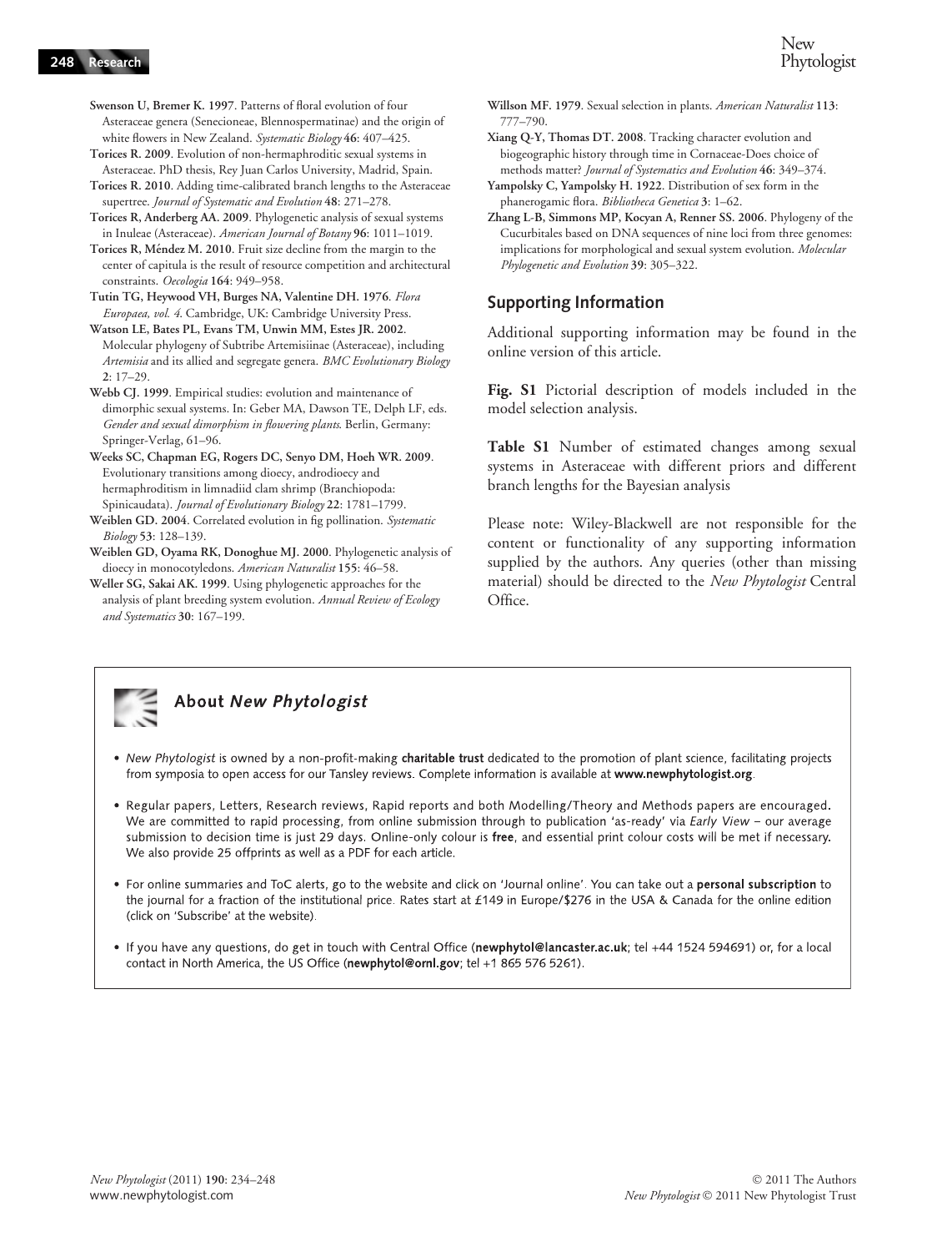**Swenson U, Bremer K. 1997**. Patterns of floral evolution of four Asteraceae genera (Senecioneae, Blennospermatinae) and the origin of white flowers in New Zealand. *Systematic Biology* **46**: 407–425.

**Torices R. 2009**. Evolution of non-hermaphroditic sexual systems in Asteraceae. PhD thesis, Rey Juan Carlos University, Madrid, Spain.

**Torices R. 2010**. Adding time-calibrated branch lengths to the Asteraceae supertree. *Journal of Systematic and Evolution* **48**: 271–278.

**Torices R, Anderberg AA. 2009**. Phylogenetic analysis of sexual systems in Inuleae (Asteraceae). *American Journal of Botany* **96**: 1011–1019.

**Torices R, Méndez M. 2010**. Fruit size decline from the margin to the center of capitula is the result of resource competition and architectural constraints. *Oecologia* **164**: 949–958.

**Tutin TG, Heywood VH, Burges NA, Valentine DH. 1976**. *Flora Europaea, vol. 4*. Cambridge, UK: Cambridge University Press.

**Watson LE, Bates PL, Evans TM, Unwin MM, Estes JR. 2002**. Molecular phylogeny of Subtribe Artemisiinae (Asteraceae), including *Artemisia* and its allied and segregate genera. *BMC Evolutionary Biology* **2**: 17–29.

**Webb CJ. 1999**. Empirical studies: evolution and maintenance of dimorphic sexual systems. In: Geber MA, Dawson TE, Delph LF, eds. *Gender and sexual dimorphism in flowering plants*. Berlin, Germany: Springer-Verlag, 61–96.

**Weeks SC, Chapman EG, Rogers DC, Senyo DM, Hoeh WR. 2009**. Evolutionary transitions among dioecy, androdioecy and hermaphroditism in limnadiid clam shrimp (Branchiopoda: Spinicaudata). *Journal of Evolutionary Biology* **22**: 1781–1799.

**Weiblen GD. 2004**. Correlated evolution in fig pollination. *Systematic Biology* **53**: 128–139.

**Weiblen GD, Oyama RK, Donoghue MJ. 2000**. Phylogenetic analysis of dioecy in monocotyledons. *American Naturalist* **155**: 46–58.

**Weller SG, Sakai AK. 1999**. Using phylogenetic approaches for the analysis of plant breeding system evolution. *Annual Review of Ecology and Systematics* **30**: 167–199.

**Willson MF. 1979**. Sexual selection in plants. *American Naturalist* **113**: 777–790.

**Xiang Q-Y, Thomas DT. 2008**. Tracking character evolution and biogeographic history through time in Cornaceae-Does choice of methods matter? *Journal of Systematics and Evolution* **46**: 349–374.

**Yampolsky C, Yampolsky H. 1922**. Distribution of sex form in the phanerogamic flora. *Bibliotheca Genetica* **3**: 1–62.

**Zhang L-B, Simmons MP, Kocyan A, Renner SS. 2006**. Phylogeny of the Cucurbitales based on DNA sequences of nine loci from three genomes: implications for morphological and sexual system evolution. *Molecular Phylogenetic and Evolution* **39**: 305–322.

## Supporting Information

Additional supporting information may be found in the online version of this article.

**Fig. S1** Pictorial description of models included in the model selection analysis.

**Table S1** Number of estimated changes among sexual systems in Asteraceae with different priors and different branch lengths for the Bayesian analysis

Please note: Wiley-Blackwell are not responsible for the content or functionality of any supporting information supplied by the authors. Any queries (other than missing material) should be directed to the *New Phytologist* Central Office.

## About *New Phytologist*

- *New Phytologist* is owned by a non-profit-making **charitable trust** dedicated to the promotion of plant science, facilitating projects from symposia to open access for our Tansley reviews. Complete information is available at **www.newphytologist.org**.
- Regular papers, Letters, Research reviews, Rapid reports and both Modelling/Theory and Methods papers are encouraged. We are committed to rapid processing, from online submission through to publication 'as-ready' via *Early View* – our average submission to decision time is just 29 days. Online-only colour is **free**, and essential print colour costs will be met if necessary. We also provide 25 offprints as well as a PDF for each article.
- For online summaries and ToC alerts, go to the website and click on 'Journal online'. You can take out a **personal subscription** to the journal for a fraction of the institutional price. Rates start at £149 in Europe/$276 in the USA & Canada for the online edition (click on 'Subscribe' at the website).
- If you have any questions, do get in touch with Central Office (**newphytol@lancaster.ac.uk**; tel +44 1524 594691) or, for a local contact in North America, the US Office (**newphytol@ornl.gov**; tel +1 865 576 5261).